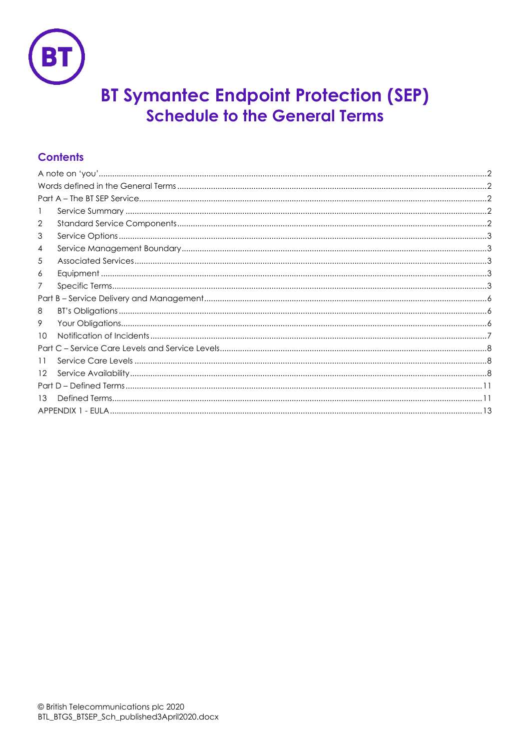# BT Symantec Endpoint Protection (SEP)
## Schedule to the General Terms

### Contents

A note on 'you'.....2
Words defined in the General Terms.....2
Part A – The BT SEP Service.....2
1 Service Summary.....2
2 Standard Service Components.....2
3 Service Options.....3
4 Service Management Boundary.....3
5 Associated Services.....3
6 Equipment.....3
7 Specific Terms.....3
Part B – Service Delivery and Management.....6
8 BT's Obligations.....6
9 Your Obligations.....6
10 Notification of Incidents.....7
Part C – Service Care Levels and Service Levels.....8
11 Service Care Levels.....8
12 Service Availability.....8
Part D – Defined Terms.....11
13 Defined Terms.....11
APPENDIX 1 - EULA.....13

© British Telecommunications plc 2020
BTL_BTGS_BTSEP_Sch_published3April2020.docx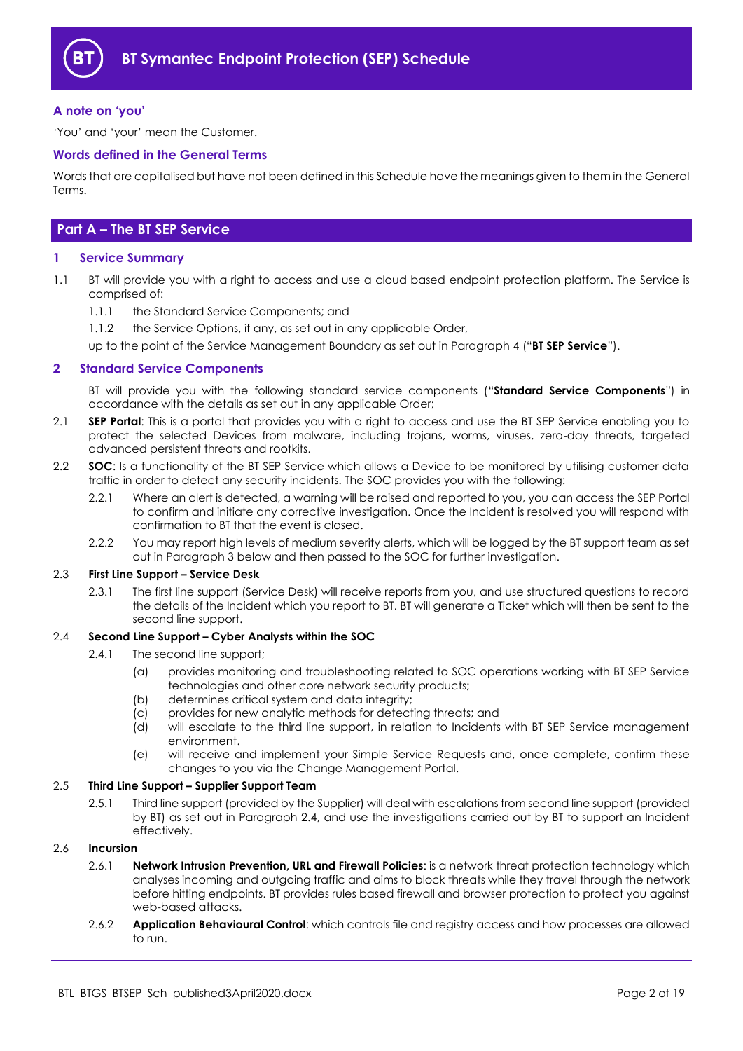# BT Symantec Endpoint Protection (SEP) Schedule

### A note on 'you'

'You' and 'your' mean the Customer.

### Words defined in the General Terms

Words that are capitalised but have not been defined in this Schedule have the meanings given to them in the General Terms.

## Part A – The BT SEP Service

### 1 Service Summary

1.1 BT will provide you with a right to access and use a cloud based endpoint protection platform. The Service is comprised of:

1.1.1 the Standard Service Components; and

1.1.2 the Service Options, if any, as set out in any applicable Order,

up to the point of the Service Management Boundary as set out in Paragraph 4 ("**BT SEP Service**").

### 2 Standard Service Components

BT will provide you with the following standard service components ("**Standard Service Components**") in accordance with the details as set out in any applicable Order;

2.1 **SEP Portal**: This is a portal that provides you with a right to access and use the BT SEP Service enabling you to protect the selected Devices from malware, including trojans, worms, viruses, zero-day threats, targeted advanced persistent threats and rootkits.

2.2 **SOC**: Is a functionality of the BT SEP Service which allows a Device to be monitored by utilising customer data traffic in order to detect any security incidents. The SOC provides you with the following:

2.2.1 Where an alert is detected, a warning will be raised and reported to you, you can access the SEP Portal to confirm and initiate any corrective investigation. Once the Incident is resolved you will respond with confirmation to BT that the event is closed.

2.2.2 You may report high levels of medium severity alerts, which will be logged by the BT support team as set out in Paragraph 3 below and then passed to the SOC for further investigation.

2.3 **First Line Support – Service Desk**

2.3.1 The first line support (Service Desk) will receive reports from you, and use structured questions to record the details of the Incident which you report to BT. BT will generate a Ticket which will then be sent to the second line support.

2.4 **Second Line Support – Cyber Analysts within the SOC**

2.4.1 The second line support;

(a) provides monitoring and troubleshooting related to SOC operations working with BT SEP Service technologies and other core network security products;

(b) determines critical system and data integrity;

(c) provides for new analytic methods for detecting threats; and

(d) will escalate to the third line support, in relation to Incidents with BT SEP Service management environment.

(e) will receive and implement your Simple Service Requests and, once complete, confirm these changes to you via the Change Management Portal.

2.5 **Third Line Support – Supplier Support Team**

2.5.1 Third line support (provided by the Supplier) will deal with escalations from second line support (provided by BT) as set out in Paragraph 2.4, and use the investigations carried out by BT to support an Incident effectively.

2.6 **Incursion**

2.6.1 **Network Intrusion Prevention, URL and Firewall Policies**: is a network threat protection technology which analyses incoming and outgoing traffic and aims to block threats while they travel through the network before hitting endpoints. BT provides rules based firewall and browser protection to protect you against web-based attacks.

2.6.2 **Application Behavioural Control**: which controls file and registry access and how processes are allowed to run.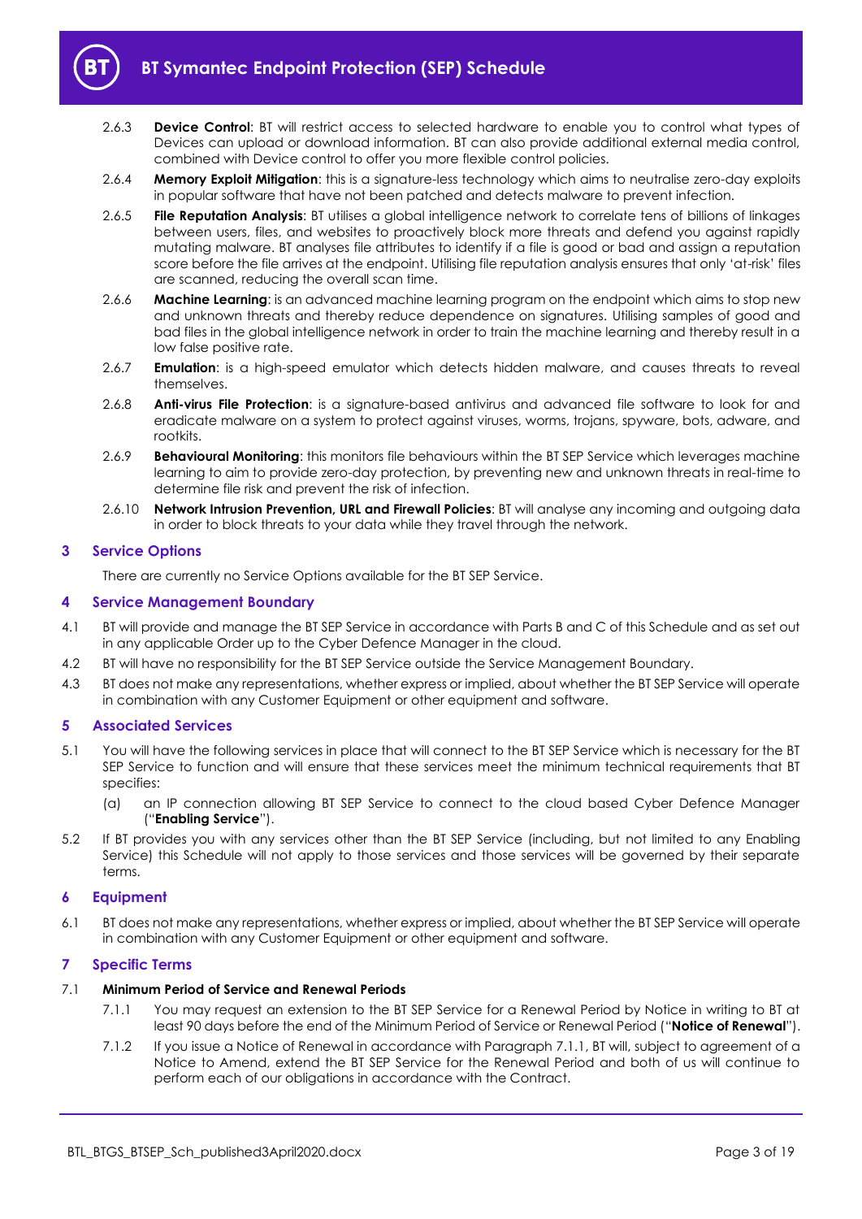2.6.3 **Device Control**: BT will restrict access to selected hardware to enable you to control what types of Devices can upload or download information. BT can also provide additional external media control, combined with Device control to offer you more flexible control policies.

2.6.4 **Memory Exploit Mitigation**: this is a signature-less technology which aims to neutralise zero-day exploits in popular software that have not been patched and detects malware to prevent infection.

2.6.5 **File Reputation Analysis**: BT utilises a global intelligence network to correlate tens of billions of linkages between users, files, and websites to proactively block more threats and defend you against rapidly mutating malware. BT analyses file attributes to identify if a file is good or bad and assign a reputation score before the file arrives at the endpoint. Utilising file reputation analysis ensures that only 'at-risk' files are scanned, reducing the overall scan time.

2.6.6 **Machine Learning**: is an advanced machine learning program on the endpoint which aims to stop new and unknown threats and thereby reduce dependence on signatures. Utilising samples of good and bad files in the global intelligence network in order to train the machine learning and thereby result in a low false positive rate.

2.6.7 **Emulation**: is a high-speed emulator which detects hidden malware, and causes threats to reveal themselves.

2.6.8 **Anti-virus File Protection**: is a signature-based antivirus and advanced file software to look for and eradicate malware on a system to protect against viruses, worms, trojans, spyware, bots, adware, and rootkits.

2.6.9 **Behavioural Monitoring**: this monitors file behaviours within the BT SEP Service which leverages machine learning to aim to provide zero-day protection, by preventing new and unknown threats in real-time to determine file risk and prevent the risk of infection.

2.6.10 **Network Intrusion Prevention, URL and Firewall Policies**: BT will analyse any incoming and outgoing data in order to block threats to your data while they travel through the network.

## 3 Service Options

There are currently no Service Options available for the BT SEP Service.

## 4 Service Management Boundary

4.1 BT will provide and manage the BT SEP Service in accordance with Parts B and C of this Schedule and as set out in any applicable Order up to the Cyber Defence Manager in the cloud.

4.2 BT will have no responsibility for the BT SEP Service outside the Service Management Boundary.

4.3 BT does not make any representations, whether express or implied, about whether the BT SEP Service will operate in combination with any Customer Equipment or other equipment and software.

## 5 Associated Services

5.1 You will have the following services in place that will connect to the BT SEP Service which is necessary for the BT SEP Service to function and will ensure that these services meet the minimum technical requirements that BT specifies:

(a) an IP connection allowing BT SEP Service to connect to the cloud based Cyber Defence Manager ("**Enabling Service**").

5.2 If BT provides you with any services other than the BT SEP Service (including, but not limited to any Enabling Service) this Schedule will not apply to those services and those services will be governed by their separate terms.

## 6 Equipment

6.1 BT does not make any representations, whether express or implied, about whether the BT SEP Service will operate in combination with any Customer Equipment or other equipment and software.

## 7 Specific Terms

7.1 **Minimum Period of Service and Renewal Periods**

7.1.1 You may request an extension to the BT SEP Service for a Renewal Period by Notice in writing to BT at least 90 days before the end of the Minimum Period of Service or Renewal Period ("**Notice of Renewal**").

7.1.2 If you issue a Notice of Renewal in accordance with Paragraph 7.1.1, BT will, subject to agreement of a Notice to Amend, extend the BT SEP Service for the Renewal Period and both of us will continue to perform each of our obligations in accordance with the Contract.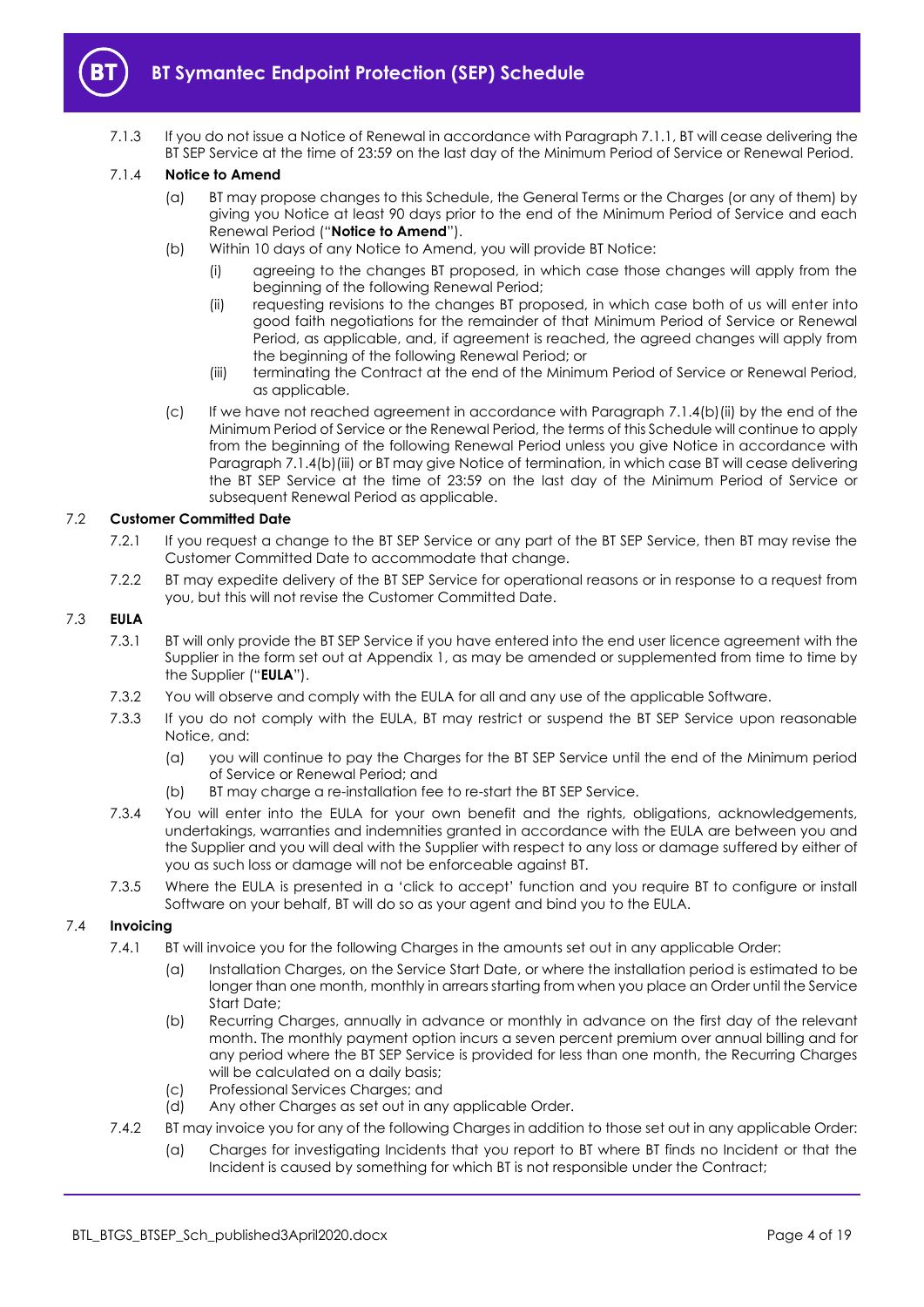7.1.3 If you do not issue a Notice of Renewal in accordance with Paragraph 7.1.1, BT will cease delivering the BT SEP Service at the time of 23:59 on the last day of the Minimum Period of Service or Renewal Period.

7.1.4 **Notice to Amend**

(a) BT may propose changes to this Schedule, the General Terms or the Charges (or any of them) by giving you Notice at least 90 days prior to the end of the Minimum Period of Service and each Renewal Period ("**Notice to Amend**").

(b) Within 10 days of any Notice to Amend, you will provide BT Notice:

(i) agreeing to the changes BT proposed, in which case those changes will apply from the beginning of the following Renewal Period;

(ii) requesting revisions to the changes BT proposed, in which case both of us will enter into good faith negotiations for the remainder of that Minimum Period of Service or Renewal Period, as applicable, and, if agreement is reached, the agreed changes will apply from the beginning of the following Renewal Period; or

(iii) terminating the Contract at the end of the Minimum Period of Service or Renewal Period, as applicable.

(c) If we have not reached agreement in accordance with Paragraph 7.1.4(b)(ii) by the end of the Minimum Period of Service or the Renewal Period, the terms of this Schedule will continue to apply from the beginning of the following Renewal Period unless you give Notice in accordance with Paragraph 7.1.4(b)(iii) or BT may give Notice of termination, in which case BT will cease delivering the BT SEP Service at the time of 23:59 on the last day of the Minimum Period of Service or subsequent Renewal Period as applicable.

### 7.2 Customer Committed Date

7.2.1 If you request a change to the BT SEP Service or any part of the BT SEP Service, then BT may revise the Customer Committed Date to accommodate that change.

7.2.2 BT may expedite delivery of the BT SEP Service for operational reasons or in response to a request from you, but this will not revise the Customer Committed Date.

### 7.3 EULA

7.3.1 BT will only provide the BT SEP Service if you have entered into the end user licence agreement with the Supplier in the form set out at Appendix 1, as may be amended or supplemented from time to time by the Supplier ("**EULA**").

7.3.2 You will observe and comply with the EULA for all and any use of the applicable Software.

7.3.3 If you do not comply with the EULA, BT may restrict or suspend the BT SEP Service upon reasonable Notice, and:

(a) you will continue to pay the Charges for the BT SEP Service until the end of the Minimum period of Service or Renewal Period; and

(b) BT may charge a re-installation fee to re-start the BT SEP Service.

7.3.4 You will enter into the EULA for your own benefit and the rights, obligations, acknowledgements, undertakings, warranties and indemnities granted in accordance with the EULA are between you and the Supplier and you will deal with the Supplier with respect to any loss or damage suffered by either of you as such loss or damage will not be enforceable against BT.

7.3.5 Where the EULA is presented in a 'click to accept' function and you require BT to configure or install Software on your behalf, BT will do so as your agent and bind you to the EULA.

### 7.4 Invoicing

7.4.1 BT will invoice you for the following Charges in the amounts set out in any applicable Order:

(a) Installation Charges, on the Service Start Date, or where the installation period is estimated to be longer than one month, monthly in arrears starting from when you place an Order until the Service Start Date;

(b) Recurring Charges, annually in advance or monthly in advance on the first day of the relevant month. The monthly payment option incurs a seven percent premium over annual billing and for any period where the BT SEP Service is provided for less than one month, the Recurring Charges will be calculated on a daily basis;

(c) Professional Services Charges; and

(d) Any other Charges as set out in any applicable Order.

7.4.2 BT may invoice you for any of the following Charges in addition to those set out in any applicable Order:

(a) Charges for investigating Incidents that you report to BT where BT finds no Incident or that the Incident is caused by something for which BT is not responsible under the Contract;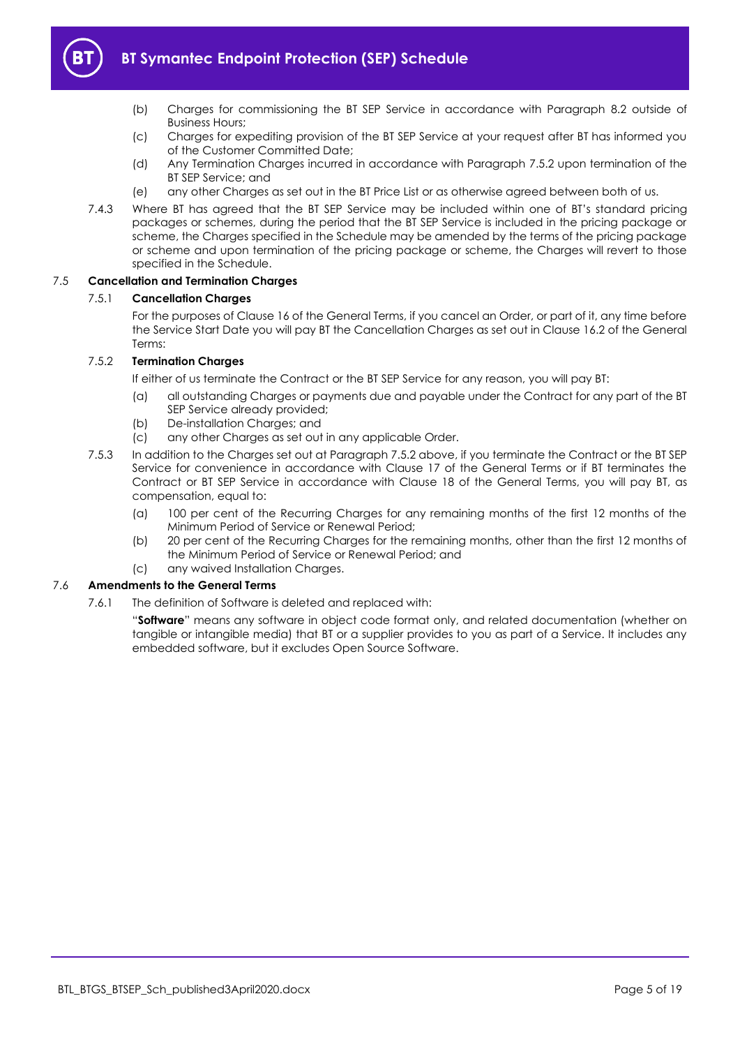(b) Charges for commissioning the BT SEP Service in accordance with Paragraph 8.2 outside of Business Hours;

(c) Charges for expediting provision of the BT SEP Service at your request after BT has informed you of the Customer Committed Date;

(d) Any Termination Charges incurred in accordance with Paragraph 7.5.2 upon termination of the BT SEP Service; and

(e) any other Charges as set out in the BT Price List or as otherwise agreed between both of us.

7.4.3 Where BT has agreed that the BT SEP Service may be included within one of BT's standard pricing packages or schemes, during the period that the BT SEP Service is included in the pricing package or scheme, the Charges specified in the Schedule may be amended by the terms of the pricing package or scheme and upon termination of the pricing package or scheme, the Charges will revert to those specified in the Schedule.

### 7.5 Cancellation and Termination Charges

#### 7.5.1 Cancellation Charges

For the purposes of Clause 16 of the General Terms, if you cancel an Order, or part of it, any time before the Service Start Date you will pay BT the Cancellation Charges as set out in Clause 16.2 of the General Terms:

#### 7.5.2 Termination Charges

If either of us terminate the Contract or the BT SEP Service for any reason, you will pay BT:

(a) all outstanding Charges or payments due and payable under the Contract for any part of the BT SEP Service already provided;

(b) De-installation Charges; and

(c) any other Charges as set out in any applicable Order.

7.5.3 In addition to the Charges set out at Paragraph 7.5.2 above, if you terminate the Contract or the BT SEP Service for convenience in accordance with Clause 17 of the General Terms or if BT terminates the Contract or BT SEP Service in accordance with Clause 18 of the General Terms, you will pay BT, as compensation, equal to:

(a) 100 per cent of the Recurring Charges for any remaining months of the first 12 months of the Minimum Period of Service or Renewal Period;

(b) 20 per cent of the Recurring Charges for the remaining months, other than the first 12 months of the Minimum Period of Service or Renewal Period; and

(c) any waived Installation Charges.

### 7.6 Amendments to the General Terms

7.6.1 The definition of Software is deleted and replaced with:

"**Software**" means any software in object code format only, and related documentation (whether on tangible or intangible media) that BT or a supplier provides to you as part of a Service. It includes any embedded software, but it excludes Open Source Software.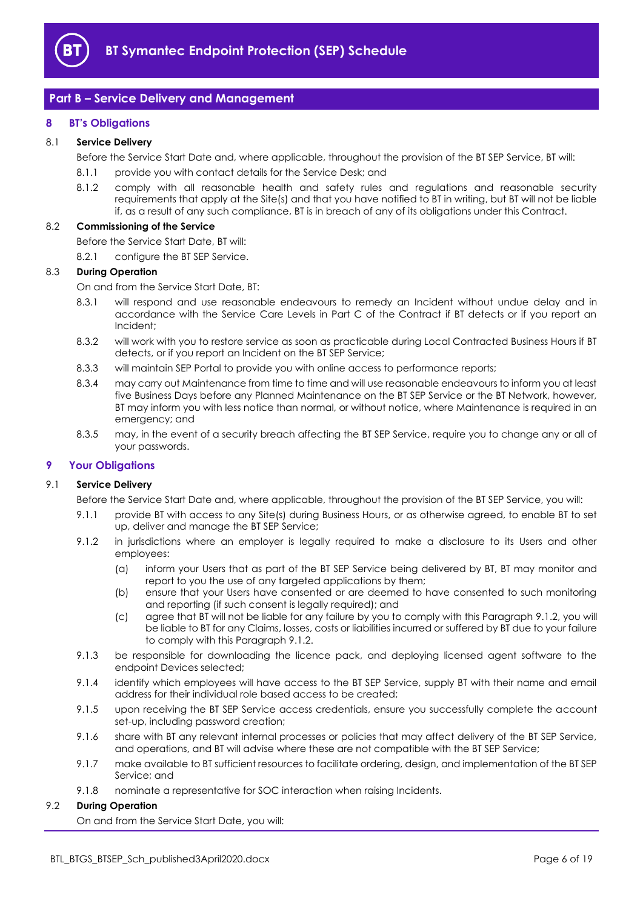## Part B – Service Delivery and Management

### 8 BT's Obligations

**8.1 Service Delivery**

Before the Service Start Date and, where applicable, throughout the provision of the BT SEP Service, BT will:

8.1.1 provide you with contact details for the Service Desk; and

8.1.2 comply with all reasonable health and safety rules and regulations and reasonable security requirements that apply at the Site(s) and that you have notified to BT in writing, but BT will not be liable if, as a result of any such compliance, BT is in breach of any of its obligations under this Contract.

**8.2 Commissioning of the Service**

Before the Service Start Date, BT will:

8.2.1 configure the BT SEP Service.

**8.3 During Operation**

On and from the Service Start Date, BT:

8.3.1 will respond and use reasonable endeavours to remedy an Incident without undue delay and in accordance with the Service Care Levels in Part C of the Contract if BT detects or if you report an Incident;

8.3.2 will work with you to restore service as soon as practicable during Local Contracted Business Hours if BT detects, or if you report an Incident on the BT SEP Service;

8.3.3 will maintain SEP Portal to provide you with online access to performance reports;

8.3.4 may carry out Maintenance from time to time and will use reasonable endeavours to inform you at least five Business Days before any Planned Maintenance on the BT SEP Service or the BT Network, however, BT may inform you with less notice than normal, or without notice, where Maintenance is required in an emergency; and

8.3.5 may, in the event of a security breach affecting the BT SEP Service, require you to change any or all of your passwords.

### 9 Your Obligations

**9.1 Service Delivery**

Before the Service Start Date and, where applicable, throughout the provision of the BT SEP Service, you will:

9.1.1 provide BT with access to any Site(s) during Business Hours, or as otherwise agreed, to enable BT to set up, deliver and manage the BT SEP Service;

9.1.2 in jurisdictions where an employer is legally required to make a disclosure to its Users and other employees:

(a) inform your Users that as part of the BT SEP Service being delivered by BT, BT may monitor and report to you the use of any targeted applications by them;

(b) ensure that your Users have consented or are deemed to have consented to such monitoring and reporting (if such consent is legally required); and

(c) agree that BT will not be liable for any failure by you to comply with this Paragraph 9.1.2, you will be liable to BT for any Claims, losses, costs or liabilities incurred or suffered by BT due to your failure to comply with this Paragraph 9.1.2.

9.1.3 be responsible for downloading the licence pack, and deploying licensed agent software to the endpoint Devices selected;

9.1.4 identify which employees will have access to the BT SEP Service, supply BT with their name and email address for their individual role based access to be created;

9.1.5 upon receiving the BT SEP Service access credentials, ensure you successfully complete the account set-up, including password creation;

9.1.6 share with BT any relevant internal processes or policies that may affect delivery of the BT SEP Service, and operations, and BT will advise where these are not compatible with the BT SEP Service;

9.1.7 make available to BT sufficient resources to facilitate ordering, design, and implementation of the BT SEP Service; and

9.1.8 nominate a representative for SOC interaction when raising Incidents.

**9.2 During Operation**

On and from the Service Start Date, you will: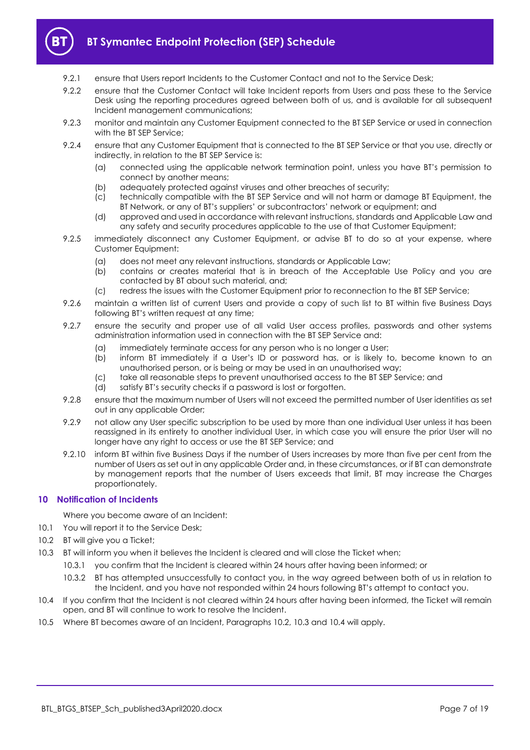9.2.1 ensure that Users report Incidents to the Customer Contact and not to the Service Desk;

9.2.2 ensure that the Customer Contact will take Incident reports from Users and pass these to the Service Desk using the reporting procedures agreed between both of us, and is available for all subsequent Incident management communications;

9.2.3 monitor and maintain any Customer Equipment connected to the BT SEP Service or used in connection with the BT SEP Service;

9.2.4 ensure that any Customer Equipment that is connected to the BT SEP Service or that you use, directly or indirectly, in relation to the BT SEP Service is:

- (a) connected using the applicable network termination point, unless you have BT's permission to connect by another means;
- (b) adequately protected against viruses and other breaches of security;
- (c) technically compatible with the BT SEP Service and will not harm or damage BT Equipment, the BT Network, or any of BT's suppliers' or subcontractors' network or equipment; and
- (d) approved and used in accordance with relevant instructions, standards and Applicable Law and any safety and security procedures applicable to the use of that Customer Equipment;

9.2.5 immediately disconnect any Customer Equipment, or advise BT to do so at your expense, where Customer Equipment:

- (a) does not meet any relevant instructions, standards or Applicable Law;
- (b) contains or creates material that is in breach of the Acceptable Use Policy and you are contacted by BT about such material, and;
- (c) redress the issues with the Customer Equipment prior to reconnection to the BT SEP Service;

9.2.6 maintain a written list of current Users and provide a copy of such list to BT within five Business Days following BT's written request at any time;

9.2.7 ensure the security and proper use of all valid User access profiles, passwords and other systems administration information used in connection with the BT SEP Service and:

- (a) immediately terminate access for any person who is no longer a User;
- (b) inform BT immediately if a User's ID or password has, or is likely to, become known to an unauthorised person, or is being or may be used in an unauthorised way;
- (c) take all reasonable steps to prevent unauthorised access to the BT SEP Service; and
- (d) satisfy BT's security checks if a password is lost or forgotten.

9.2.8 ensure that the maximum number of Users will not exceed the permitted number of User identities as set out in any applicable Order;

9.2.9 not allow any User specific subscription to be used by more than one individual User unless it has been reassigned in its entirety to another individual User, in which case you will ensure the prior User will no longer have any right to access or use the BT SEP Service; and

9.2.10 inform BT within five Business Days if the number of Users increases by more than five per cent from the number of Users as set out in any applicable Order and, in these circumstances, or if BT can demonstrate by management reports that the number of Users exceeds that limit, BT may increase the Charges proportionately.

## 10 Notification of Incidents

Where you become aware of an Incident:

10.1 You will report it to the Service Desk;

10.2 BT will give you a Ticket;

10.3 BT will inform you when it believes the Incident is cleared and will close the Ticket when;

10.3.1 you confirm that the Incident is cleared within 24 hours after having been informed; or

10.3.2 BT has attempted unsuccessfully to contact you, in the way agreed between both of us in relation to the Incident, and you have not responded within 24 hours following BT's attempt to contact you.

10.4 If you confirm that the Incident is not cleared within 24 hours after having been informed, the Ticket will remain open, and BT will continue to work to resolve the Incident.

10.5 Where BT becomes aware of an Incident, Paragraphs 10.2, 10.3 and 10.4 will apply.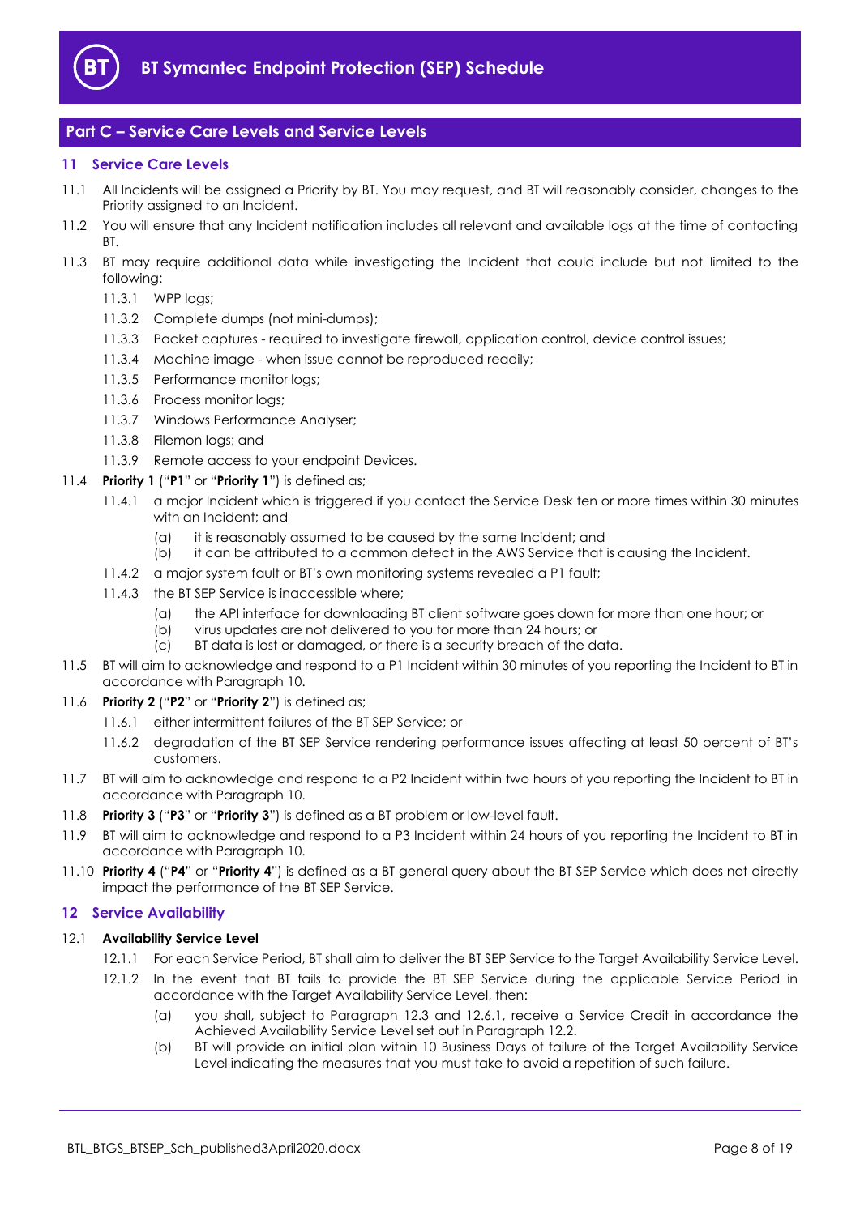## Part C – Service Care Levels and Service Levels

### 11 Service Care Levels

11.1 All Incidents will be assigned a Priority by BT. You may request, and BT will reasonably consider, changes to the Priority assigned to an Incident.

11.2 You will ensure that any Incident notification includes all relevant and available logs at the time of contacting BT.

11.3 BT may require additional data while investigating the Incident that could include but not limited to the following:

- 11.3.1 WPP logs;
- 11.3.2 Complete dumps (not mini-dumps);
- 11.3.3 Packet captures - required to investigate firewall, application control, device control issues;
- 11.3.4 Machine image - when issue cannot be reproduced readily;
- 11.3.5 Performance monitor logs;
- 11.3.6 Process monitor logs;
- 11.3.7 Windows Performance Analyser;
- 11.3.8 Filemon logs; and
- 11.3.9 Remote access to your endpoint Devices.

11.4 **Priority 1** ("**P1**" or "**Priority 1**") is defined as;

- 11.4.1 a major Incident which is triggered if you contact the Service Desk ten or more times within 30 minutes with an Incident; and
  - (a) it is reasonably assumed to be caused by the same Incident; and
  - (b) it can be attributed to a common defect in the AWS Service that is causing the Incident.
- 11.4.2 a major system fault or BT's own monitoring systems revealed a P1 fault;
- 11.4.3 the BT SEP Service is inaccessible where;
  - (a) the API interface for downloading BT client software goes down for more than one hour; or
  - (b) virus updates are not delivered to you for more than 24 hours; or
  - (c) BT data is lost or damaged, or there is a security breach of the data.

11.5 BT will aim to acknowledge and respond to a P1 Incident within 30 minutes of you reporting the Incident to BT in accordance with Paragraph 10.

11.6 **Priority 2** ("**P2**" or "**Priority 2**") is defined as;

- 11.6.1 either intermittent failures of the BT SEP Service; or
- 11.6.2 degradation of the BT SEP Service rendering performance issues affecting at least 50 percent of BT's customers.

11.7 BT will aim to acknowledge and respond to a P2 Incident within two hours of you reporting the Incident to BT in accordance with Paragraph 10.

11.8 **Priority 3** ("**P3**" or "**Priority 3**") is defined as a BT problem or low-level fault.

11.9 BT will aim to acknowledge and respond to a P3 Incident within 24 hours of you reporting the Incident to BT in accordance with Paragraph 10.

11.10 **Priority 4** ("**P4**" or "**Priority 4**") is defined as a BT general query about the BT SEP Service which does not directly impact the performance of the BT SEP Service.

### 12 Service Availability

12.1 **Availability Service Level**

- 12.1.1 For each Service Period, BT shall aim to deliver the BT SEP Service to the Target Availability Service Level.
- 12.1.2 In the event that BT fails to provide the BT SEP Service during the applicable Service Period in accordance with the Target Availability Service Level, then:
  - (a) you shall, subject to Paragraph 12.3 and 12.6.1, receive a Service Credit in accordance the Achieved Availability Service Level set out in Paragraph 12.2.
  - (b) BT will provide an initial plan within 10 Business Days of failure of the Target Availability Service Level indicating the measures that you must take to avoid a repetition of such failure.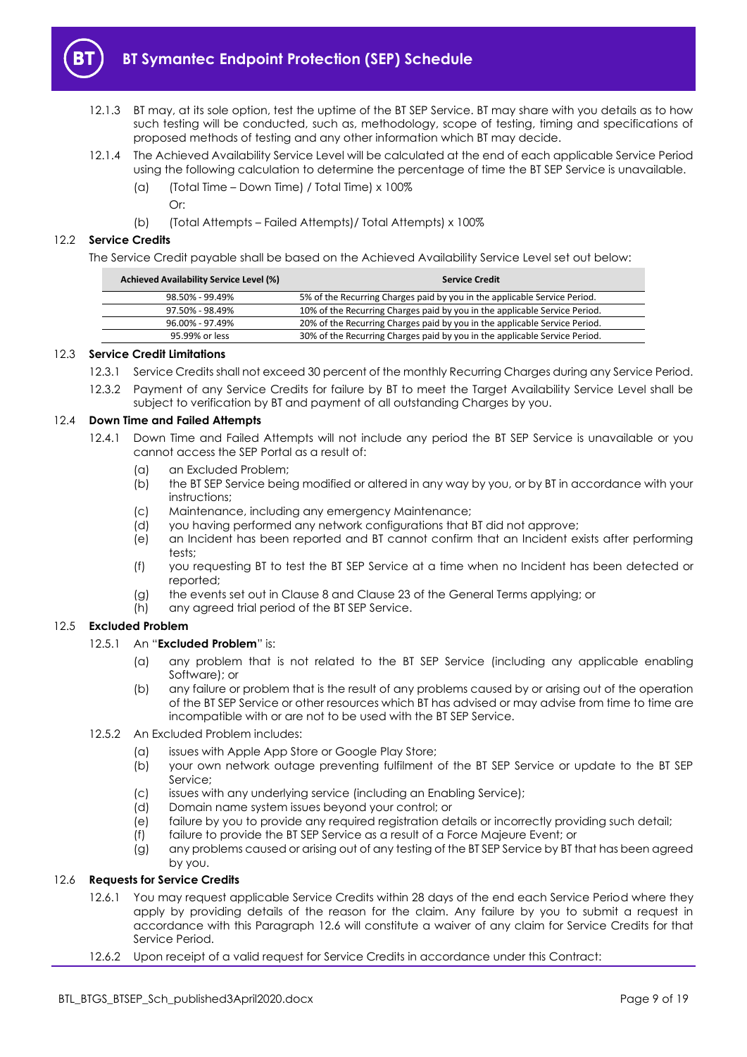12.1.3 BT may, at its sole option, test the uptime of the BT SEP Service. BT may share with you details as to how such testing will be conducted, such as, methodology, scope of testing, timing and specifications of proposed methods of testing and any other information which BT may decide.

12.1.4 The Achieved Availability Service Level will be calculated at the end of each applicable Service Period using the following calculation to determine the percentage of time the BT SEP Service is unavailable.

(a) (Total Time – Down Time) / Total Time) x 100%

Or:

(b) (Total Attempts – Failed Attempts)/ Total Attempts) x 100%

12.2 **Service Credits**

The Service Credit payable shall be based on the Achieved Availability Service Level set out below:

| Achieved Availability Service Level (%) | Service Credit |
| --- | --- |
| 98.50% - 99.49% | 5% of the Recurring Charges paid by you in the applicable Service Period. |
| 97.50% - 98.49% | 10% of the Recurring Charges paid by you in the applicable Service Period. |
| 96.00% - 97.49% | 20% of the Recurring Charges paid by you in the applicable Service Period. |
| 95.99% or less | 30% of the Recurring Charges paid by you in the applicable Service Period. |

12.3 **Service Credit Limitations**

12.3.1 Service Credits shall not exceed 30 percent of the monthly Recurring Charges during any Service Period.

12.3.2 Payment of any Service Credits for failure by BT to meet the Target Availability Service Level shall be subject to verification by BT and payment of all outstanding Charges by you.

12.4 **Down Time and Failed Attempts**

12.4.1 Down Time and Failed Attempts will not include any period the BT SEP Service is unavailable or you cannot access the SEP Portal as a result of:

(a) an Excluded Problem;

(b) the BT SEP Service being modified or altered in any way by you, or by BT in accordance with your instructions;

(c) Maintenance, including any emergency Maintenance;

(d) you having performed any network configurations that BT did not approve;

(e) an Incident has been reported and BT cannot confirm that an Incident exists after performing tests;

(f) you requesting BT to test the BT SEP Service at a time when no Incident has been detected or reported;

(g) the events set out in Clause 8 and Clause 23 of the General Terms applying; or

(h) any agreed trial period of the BT SEP Service.

12.5 **Excluded Problem**

12.5.1 An "**Excluded Problem**" is:

(a) any problem that is not related to the BT SEP Service (including any applicable enabling Software); or

(b) any failure or problem that is the result of any problems caused by or arising out of the operation of the BT SEP Service or other resources which BT has advised or may advise from time to time are incompatible with or are not to be used with the BT SEP Service.

12.5.2 An Excluded Problem includes:

(a) issues with Apple App Store or Google Play Store;

(b) your own network outage preventing fulfilment of the BT SEP Service or update to the BT SEP Service;

(c) issues with any underlying service (including an Enabling Service);

(d) Domain name system issues beyond your control; or

(e) failure by you to provide any required registration details or incorrectly providing such detail;

(f) failure to provide the BT SEP Service as a result of a Force Majeure Event; or

(g) any problems caused or arising out of any testing of the BT SEP Service by BT that has been agreed by you.

12.6 **Requests for Service Credits**

12.6.1 You may request applicable Service Credits within 28 days of the end each Service Period where they apply by providing details of the reason for the claim. Any failure by you to submit a request in accordance with this Paragraph 12.6 will constitute a waiver of any claim for Service Credits for that Service Period.

12.6.2 Upon receipt of a valid request for Service Credits in accordance under this Contract: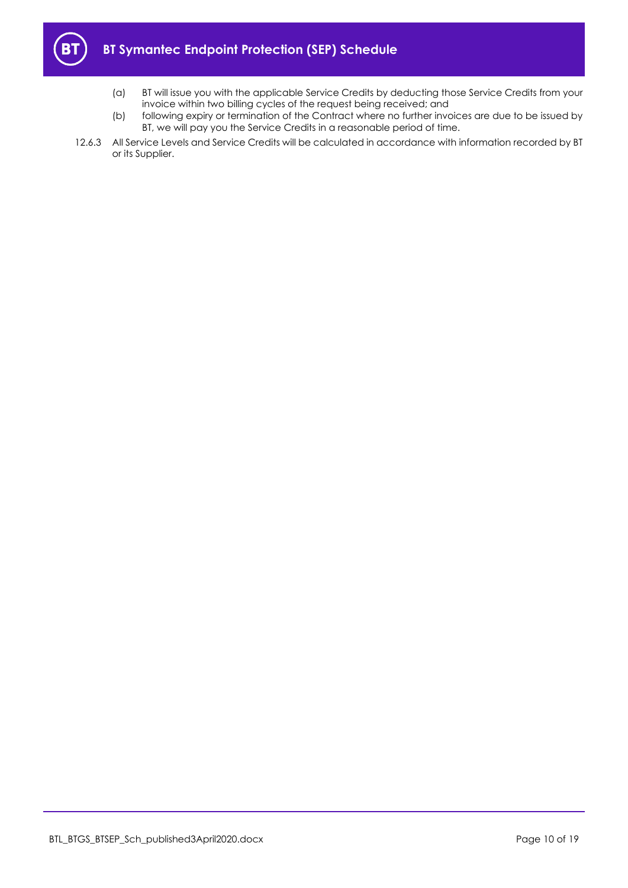(a) BT will issue you with the applicable Service Credits by deducting those Service Credits from your invoice within two billing cycles of the request being received; and

(b) following expiry or termination of the Contract where no further invoices are due to be issued by BT, we will pay you the Service Credits in a reasonable period of time.

12.6.3 All Service Levels and Service Credits will be calculated in accordance with information recorded by BT or its Supplier.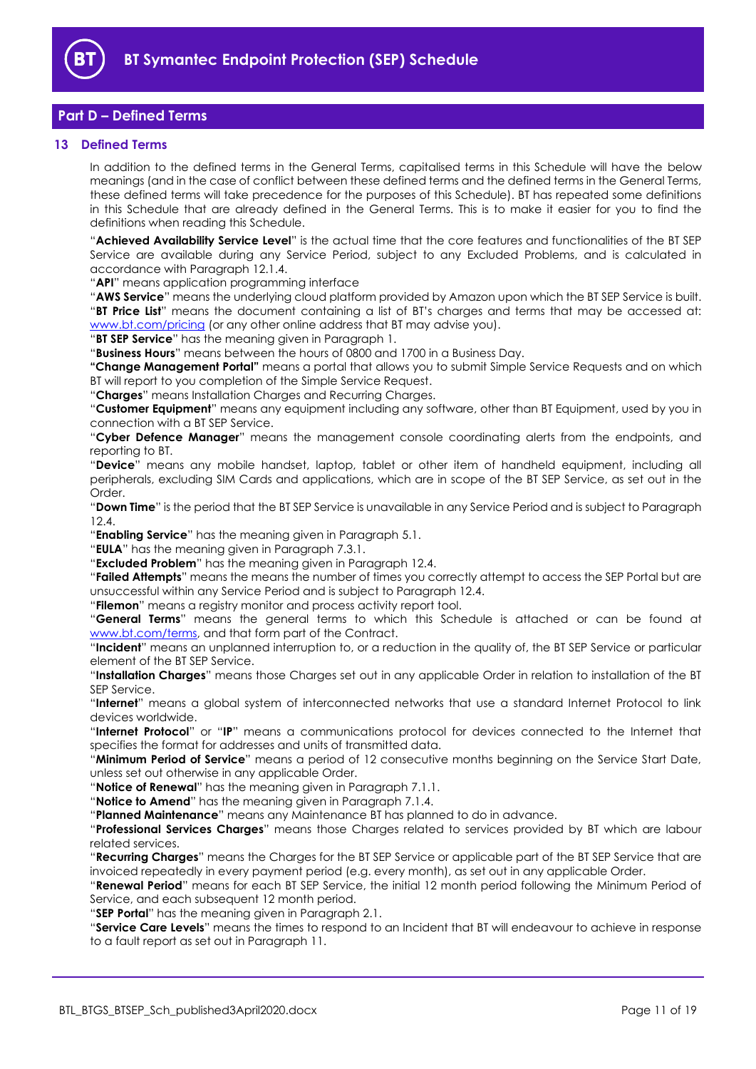## Part D – Defined Terms

### 13 Defined Terms

In addition to the defined terms in the General Terms, capitalised terms in this Schedule will have the below meanings (and in the case of conflict between these defined terms and the defined terms in the General Terms, these defined terms will take precedence for the purposes of this Schedule). BT has repeated some definitions in this Schedule that are already defined in the General Terms. This is to make it easier for you to find the definitions when reading this Schedule.

"**Achieved Availability Service Level**" is the actual time that the core features and functionalities of the BT SEP Service are available during any Service Period, subject to any Excluded Problems, and is calculated in accordance with Paragraph 12.1.4.

"**API**" means application programming interface

"**AWS Service**" means the underlying cloud platform provided by Amazon upon which the BT SEP Service is built.

"**BT Price List**" means the document containing a list of BT's charges and terms that may be accessed at: www.bt.com/pricing (or any other online address that BT may advise you).

"**BT SEP Service**" has the meaning given in Paragraph 1.

"**Business Hours**" means between the hours of 0800 and 1700 in a Business Day.

**"Change Management Portal"** means a portal that allows you to submit Simple Service Requests and on which BT will report to you completion of the Simple Service Request.

"**Charges**" means Installation Charges and Recurring Charges.

"**Customer Equipment**" means any equipment including any software, other than BT Equipment, used by you in connection with a BT SEP Service.

"**Cyber Defence Manager**" means the management console coordinating alerts from the endpoints, and reporting to BT.

"**Device**" means any mobile handset, laptop, tablet or other item of handheld equipment, including all peripherals, excluding SIM Cards and applications, which are in scope of the BT SEP Service, as set out in the Order.

"**Down Time**" is the period that the BT SEP Service is unavailable in any Service Period and is subject to Paragraph 12.4.

"**Enabling Service**" has the meaning given in Paragraph 5.1.

"**EULA**" has the meaning given in Paragraph 7.3.1.

"**Excluded Problem**" has the meaning given in Paragraph 12.4.

"**Failed Attempts**" means the means the number of times you correctly attempt to access the SEP Portal but are unsuccessful within any Service Period and is subject to Paragraph 12.4.

"**Filemon**" means a registry monitor and process activity report tool.

"**General Terms**" means the general terms to which this Schedule is attached or can be found at www.bt.com/terms, and that form part of the Contract.

"**Incident**" means an unplanned interruption to, or a reduction in the quality of, the BT SEP Service or particular element of the BT SEP Service.

"**Installation Charges**" means those Charges set out in any applicable Order in relation to installation of the BT SEP Service.

"**Internet**" means a global system of interconnected networks that use a standard Internet Protocol to link devices worldwide.

"**Internet Protocol**" or "**IP**" means a communications protocol for devices connected to the Internet that specifies the format for addresses and units of transmitted data.

"**Minimum Period of Service**" means a period of 12 consecutive months beginning on the Service Start Date, unless set out otherwise in any applicable Order.

"**Notice of Renewal**" has the meaning given in Paragraph 7.1.1.

"**Notice to Amend**" has the meaning given in Paragraph 7.1.4.

"**Planned Maintenance**" means any Maintenance BT has planned to do in advance.

"**Professional Services Charges**" means those Charges related to services provided by BT which are labour related services.

"**Recurring Charges**" means the Charges for the BT SEP Service or applicable part of the BT SEP Service that are invoiced repeatedly in every payment period (e.g. every month), as set out in any applicable Order.

"**Renewal Period**" means for each BT SEP Service, the initial 12 month period following the Minimum Period of Service, and each subsequent 12 month period.

"**SEP Portal**" has the meaning given in Paragraph 2.1.

"**Service Care Levels**" means the times to respond to an Incident that BT will endeavour to achieve in response to a fault report as set out in Paragraph 11.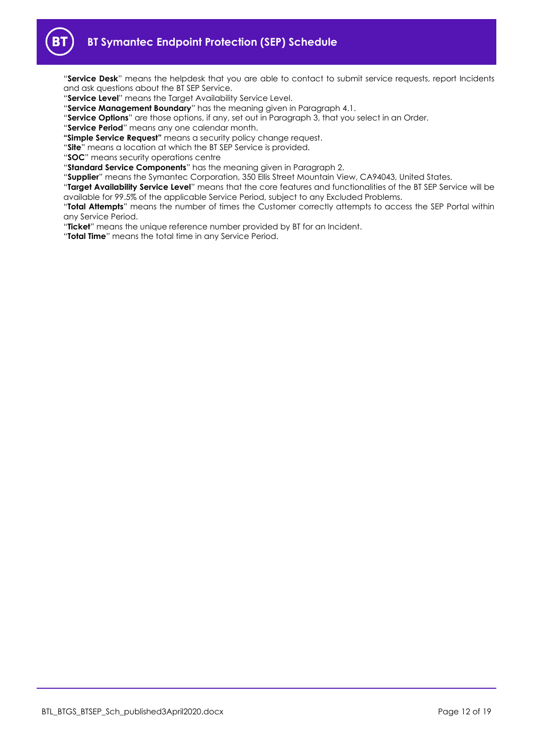"**Service Desk**" means the helpdesk that you are able to contact to submit service requests, report Incidents and ask questions about the BT SEP Service.

"**Service Level**" means the Target Availability Service Level.

"**Service Management Boundary**" has the meaning given in Paragraph 4.1.

"**Service Options**" are those options, if any, set out in Paragraph 3, that you select in an Order.

"**Service Period**" means any one calendar month.

**"Simple Service Request"** means a security policy change request.

"**Site**" means a location at which the BT SEP Service is provided.

"**SOC**" means security operations centre

"**Standard Service Components**" has the meaning given in Paragraph 2.

"**Supplier**" means the Symantec Corporation, 350 Ellis Street Mountain View, CA94043, United States.

"**Target Availability Service Level**" means that the core features and functionalities of the BT SEP Service will be available for 99.5% of the applicable Service Period, subject to any Excluded Problems.

"**Total Attempts**" means the number of times the Customer correctly attempts to access the SEP Portal within any Service Period.

"**Ticket**" means the unique reference number provided by BT for an Incident.

"**Total Time**" means the total time in any Service Period.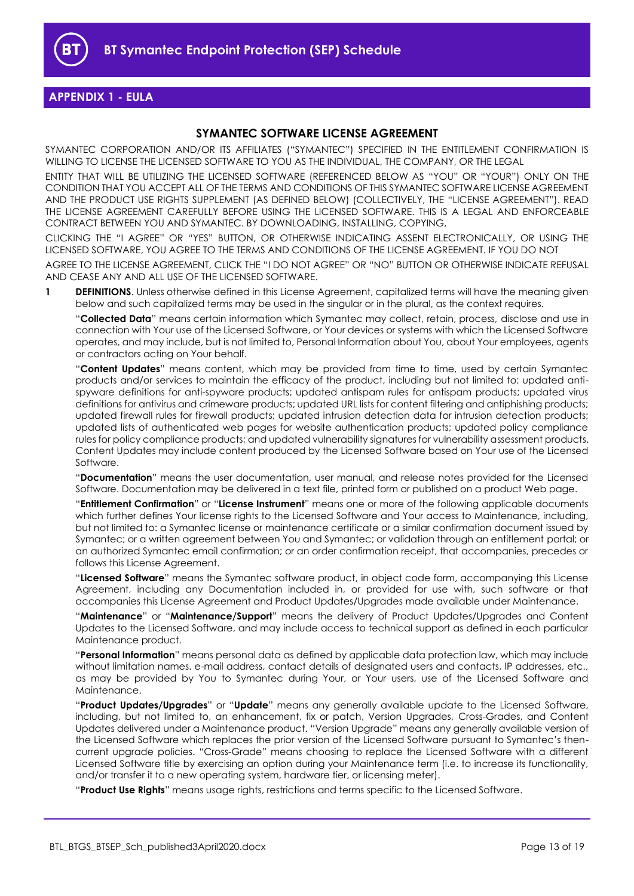## APPENDIX 1 - EULA

### SYMANTEC SOFTWARE LICENSE AGREEMENT

SYMANTEC CORPORATION AND/OR ITS AFFILIATES ("SYMANTEC") SPECIFIED IN THE ENTITLEMENT CONFIRMATION IS WILLING TO LICENSE THE LICENSED SOFTWARE TO YOU AS THE INDIVIDUAL, THE COMPANY, OR THE LEGAL ENTITY THAT WILL BE UTILIZING THE LICENSED SOFTWARE (REFERENCED BELOW AS "YOU" OR "YOUR") ONLY ON THE CONDITION THAT YOU ACCEPT ALL OF THE TERMS AND CONDITIONS OF THIS SYMANTEC SOFTWARE LICENSE AGREEMENT AND THE PRODUCT USE RIGHTS SUPPLEMENT (AS DEFINED BELOW) (COLLECTIVELY, THE "LICENSE AGREEMENT"). READ THE LICENSE AGREEMENT CAREFULLY BEFORE USING THE LICENSED SOFTWARE. THIS IS A LEGAL AND ENFORCEABLE CONTRACT BETWEEN YOU AND SYMANTEC. BY DOWNLOADING, INSTALLING, COPYING, CLICKING THE "I AGREE" OR "YES" BUTTON, OR OTHERWISE INDICATING ASSENT ELECTRONICALLY, OR USING THE LICENSED SOFTWARE, YOU AGREE TO THE TERMS AND CONDITIONS OF THE LICENSE AGREEMENT. IF YOU DO NOT AGREE TO THE LICENSE AGREEMENT, CLICK THE "I DO NOT AGREE" OR "NO" BUTTON OR OTHERWISE INDICATE REFUSAL AND CEASE ANY AND ALL USE OF THE LICENSED SOFTWARE.

**1 DEFINITIONS**. Unless otherwise defined in this License Agreement, capitalized terms will have the meaning given below and such capitalized terms may be used in the singular or in the plural, as the context requires.

"**Collected Data**" means certain information which Symantec may collect, retain, process, disclose and use in connection with Your use of the Licensed Software, or Your devices or systems with which the Licensed Software operates, and may include, but is not limited to, Personal Information about You, about Your employees, agents or contractors acting on Your behalf.

"**Content Updates**" means content, which may be provided from time to time, used by certain Symantec products and/or services to maintain the efficacy of the product, including but not limited to: updated anti-spyware definitions for anti-spyware products; updated antispam rules for antispam products; updated virus definitions for antivirus and crimeware products; updated URL lists for content filtering and antiphishing products; updated firewall rules for firewall products; updated intrusion detection data for intrusion detection products; updated lists of authenticated web pages for website authentication products; updated policy compliance rules for policy compliance products; and updated vulnerability signatures for vulnerability assessment products. Content Updates may include content produced by the Licensed Software based on Your use of the Licensed Software.

"**Documentation**" means the user documentation, user manual, and release notes provided for the Licensed Software. Documentation may be delivered in a text file, printed form or published on a product Web page.

"**Entitlement Confirmation**" or "**License Instrument**" means one or more of the following applicable documents which further defines Your license rights to the Licensed Software and Your access to Maintenance, including, but not limited to: a Symantec license or maintenance certificate or a similar confirmation document issued by Symantec; or a written agreement between You and Symantec; or validation through an entitlement portal; or an authorized Symantec email confirmation; or an order confirmation receipt, that accompanies, precedes or follows this License Agreement.

"**Licensed Software**" means the Symantec software product, in object code form, accompanying this License Agreement, including any Documentation included in, or provided for use with, such software or that accompanies this License Agreement and Product Updates/Upgrades made available under Maintenance.

"**Maintenance**" or "**Maintenance/Support**" means the delivery of Product Updates/Upgrades and Content Updates to the Licensed Software, and may include access to technical support as defined in each particular Maintenance product.

"**Personal Information**" means personal data as defined by applicable data protection law, which may include without limitation names, e-mail address, contact details of designated users and contacts, IP addresses, etc., as may be provided by You to Symantec during Your, or Your users, use of the Licensed Software and Maintenance.

"**Product Updates/Upgrades**" or "**Update**" means any generally available update to the Licensed Software, including, but not limited to, an enhancement, fix or patch, Version Upgrades, Cross-Grades, and Content Updates delivered under a Maintenance product. "Version Upgrade" means any generally available version of the Licensed Software which replaces the prior version of the Licensed Software pursuant to Symantec's then-current upgrade policies. "Cross-Grade" means choosing to replace the Licensed Software with a different Licensed Software title by exercising an option during your Maintenance term (i.e. to increase its functionality, and/or transfer it to a new operating system, hardware tier, or licensing meter).

"**Product Use Rights**" means usage rights, restrictions and terms specific to the Licensed Software.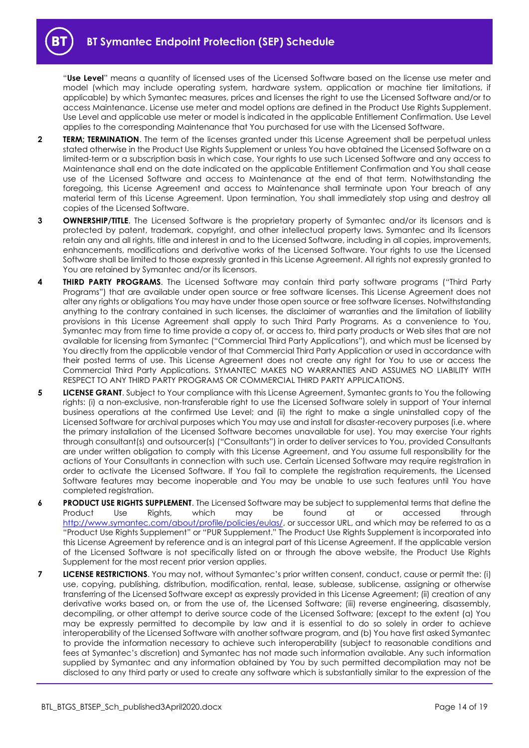"**Use Level**" means a quantity of licensed uses of the Licensed Software based on the license use meter and model (which may include operating system, hardware system, application or machine tier limitations, if applicable) by which Symantec measures, prices and licenses the right to use the Licensed Software and/or to access Maintenance. License use meter and model options are defined in the Product Use Rights Supplement. Use Level and applicable use meter or model is indicated in the applicable Entitlement Confirmation. Use Level applies to the corresponding Maintenance that You purchased for use with the Licensed Software.

**2** **TERM; TERMINATION**. The term of the licenses granted under this License Agreement shall be perpetual unless stated otherwise in the Product Use Rights Supplement or unless You have obtained the Licensed Software on a limited-term or a subscription basis in which case, Your rights to use such Licensed Software and any access to Maintenance shall end on the date indicated on the applicable Entitlement Confirmation and You shall cease use of the Licensed Software and access to Maintenance at the end of that term. Notwithstanding the foregoing, this License Agreement and access to Maintenance shall terminate upon Your breach of any material term of this License Agreement. Upon termination, You shall immediately stop using and destroy all copies of the Licensed Software.

**3** **OWNERSHIP/TITLE**. The Licensed Software is the proprietary property of Symantec and/or its licensors and is protected by patent, trademark, copyright, and other intellectual property laws. Symantec and its licensors retain any and all rights, title and interest in and to the Licensed Software, including in all copies, improvements, enhancements, modifications and derivative works of the Licensed Software. Your rights to use the Licensed Software shall be limited to those expressly granted in this License Agreement. All rights not expressly granted to You are retained by Symantec and/or its licensors.

**4** **THIRD PARTY PROGRAMS**. The Licensed Software may contain third party software programs ("Third Party Programs") that are available under open source or free software licenses. This License Agreement does not alter any rights or obligations You may have under those open source or free software licenses. Notwithstanding anything to the contrary contained in such licenses, the disclaimer of warranties and the limitation of liability provisions in this License Agreement shall apply to such Third Party Programs. As a convenience to You, Symantec may from time to time provide a copy of, or access to, third party products or Web sites that are not available for licensing from Symantec ("Commercial Third Party Applications"), and which must be licensed by You directly from the applicable vendor of that Commercial Third Party Application or used in accordance with their posted terms of use. This License Agreement does not create any right for You to use or access the Commercial Third Party Applications. SYMANTEC MAKES NO WARRANTIES AND ASSUMES NO LIABILITY WITH RESPECT TO ANY THIRD PARTY PROGRAMS OR COMMERCIAL THIRD PARTY APPLICATIONS.

**5** **LICENSE GRANT**. Subject to Your compliance with this License Agreement, Symantec grants to You the following rights: (i) a non-exclusive, non-transferable right to use the Licensed Software solely in support of Your internal business operations at the confirmed Use Level; and (ii) the right to make a single uninstalled copy of the Licensed Software for archival purposes which You may use and install for disaster-recovery purposes (i.e. where the primary installation of the Licensed Software becomes unavailable for use). You may exercise Your rights through consultant(s) and outsourcer(s) ("Consultants") in order to deliver services to You, provided Consultants are under written obligation to comply with this License Agreement, and You assume full responsibility for the actions of Your Consultants in connection with such use. Certain Licensed Software may require registration in order to activate the Licensed Software. If You fail to complete the registration requirements, the Licensed Software features may become inoperable and You may be unable to use such features until You have completed registration.

**6** **PRODUCT USE RIGHTS SUPPLEMENT**. The Licensed Software may be subject to supplemental terms that define the Product Use Rights, which may be found at or accessed through http://www.symantec.com/about/profile/policies/eulas/, or successor URL, and which may be referred to as a "Product Use Rights Supplement" or "PUR Supplement." The Product Use Rights Supplement is incorporated into this License Agreement by reference and is an integral part of this License Agreement. If the applicable version of the Licensed Software is not specifically listed on or through the above website, the Product Use Rights Supplement for the most recent prior version applies.

**7** **LICENSE RESTRICTIONS**. You may not, without Symantec's prior written consent, conduct, cause or permit the: (i) use, copying, publishing, distribution, modification, rental, lease, sublease, sublicense, assigning or otherwise transferring of the Licensed Software except as expressly provided in this License Agreement; (ii) creation of any derivative works based on, or from the use of, the Licensed Software; (iii) reverse engineering, disassembly, decompiling, or other attempt to derive source code of the Licensed Software; (except to the extent (a) You may be expressly permitted to decompile by law and it is essential to do so solely in order to achieve interoperability of the Licensed Software with another software program, and (b) You have first asked Symantec to provide the information necessary to achieve such interoperability (subject to reasonable conditions and fees at Symantec's discretion) and Symantec has not made such information available. Any such information supplied by Symantec and any information obtained by You by such permitted decompilation may not be disclosed to any third party or used to create any software which is substantially similar to the expression of the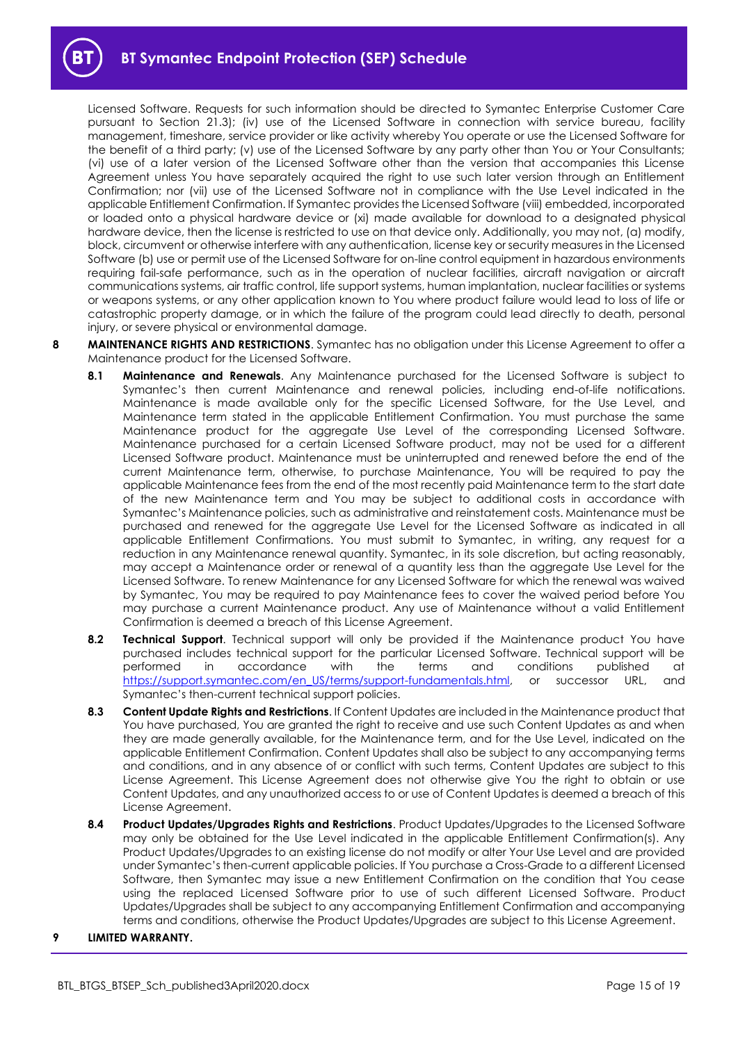Licensed Software. Requests for such information should be directed to Symantec Enterprise Customer Care pursuant to Section 21.3); (iv) use of the Licensed Software in connection with service bureau, facility management, timeshare, service provider or like activity whereby You operate or use the Licensed Software for the benefit of a third party; (v) use of the Licensed Software by any party other than You or Your Consultants; (vi) use of a later version of the Licensed Software other than the version that accompanies this License Agreement unless You have separately acquired the right to use such later version through an Entitlement Confirmation; nor (vii) use of the Licensed Software not in compliance with the Use Level indicated in the applicable Entitlement Confirmation. If Symantec provides the Licensed Software (viii) embedded, incorporated or loaded onto a physical hardware device or (xi) made available for download to a designated physical hardware device, then the license is restricted to use on that device only. Additionally, you may not, (a) modify, block, circumvent or otherwise interfere with any authentication, license key or security measures in the Licensed Software (b) use or permit use of the Licensed Software for on-line control equipment in hazardous environments requiring fail-safe performance, such as in the operation of nuclear facilities, aircraft navigation or aircraft communications systems, air traffic control, life support systems, human implantation, nuclear facilities or systems or weapons systems, or any other application known to You where product failure would lead to loss of life or catastrophic property damage, or in which the failure of the program could lead directly to death, personal injury, or severe physical or environmental damage.

**8 MAINTENANCE RIGHTS AND RESTRICTIONS**. Symantec has no obligation under this License Agreement to offer a Maintenance product for the Licensed Software.

**8.1 Maintenance and Renewals**. Any Maintenance purchased for the Licensed Software is subject to Symantec's then current Maintenance and renewal policies, including end-of-life notifications. Maintenance is made available only for the specific Licensed Software, for the Use Level, and Maintenance term stated in the applicable Entitlement Confirmation. You must purchase the same Maintenance product for the aggregate Use Level of the corresponding Licensed Software. Maintenance purchased for a certain Licensed Software product, may not be used for a different Licensed Software product. Maintenance must be uninterrupted and renewed before the end of the current Maintenance term, otherwise, to purchase Maintenance, You will be required to pay the applicable Maintenance fees from the end of the most recently paid Maintenance term to the start date of the new Maintenance term and You may be subject to additional costs in accordance with Symantec's Maintenance policies, such as administrative and reinstatement costs. Maintenance must be purchased and renewed for the aggregate Use Level for the Licensed Software as indicated in all applicable Entitlement Confirmations. You must submit to Symantec, in writing, any request for a reduction in any Maintenance renewal quantity. Symantec, in its sole discretion, but acting reasonably, may accept a Maintenance order or renewal of a quantity less than the aggregate Use Level for the Licensed Software. To renew Maintenance for any Licensed Software for which the renewal was waived by Symantec, You may be required to pay Maintenance fees to cover the waived period before You may purchase a current Maintenance product. Any use of Maintenance without a valid Entitlement Confirmation is deemed a breach of this License Agreement.

**8.2 Technical Support**. Technical support will only be provided if the Maintenance product You have purchased includes technical support for the particular Licensed Software. Technical support will be performed in accordance with the terms and conditions published at https://support.symantec.com/en_US/terms/support-fundamentals.html, or successor URL, and Symantec's then-current technical support policies.

**8.3 Content Update Rights and Restrictions**. If Content Updates are included in the Maintenance product that You have purchased, You are granted the right to receive and use such Content Updates as and when they are made generally available, for the Maintenance term, and for the Use Level, indicated on the applicable Entitlement Confirmation. Content Updates shall also be subject to any accompanying terms and conditions, and in any absence of or conflict with such terms, Content Updates are subject to this License Agreement. This License Agreement does not otherwise give You the right to obtain or use Content Updates, and any unauthorized access to or use of Content Updates is deemed a breach of this License Agreement.

**8.4 Product Updates/Upgrades Rights and Restrictions**. Product Updates/Upgrades to the Licensed Software may only be obtained for the Use Level indicated in the applicable Entitlement Confirmation(s). Any Product Updates/Upgrades to an existing license do not modify or alter Your Use Level and are provided under Symantec's then-current applicable policies. If You purchase a Cross-Grade to a different Licensed Software, then Symantec may issue a new Entitlement Confirmation on the condition that You cease using the replaced Licensed Software prior to use of such different Licensed Software. Product Updates/Upgrades shall be subject to any accompanying Entitlement Confirmation and accompanying terms and conditions, otherwise the Product Updates/Upgrades are subject to this License Agreement.

**9 LIMITED WARRANTY.**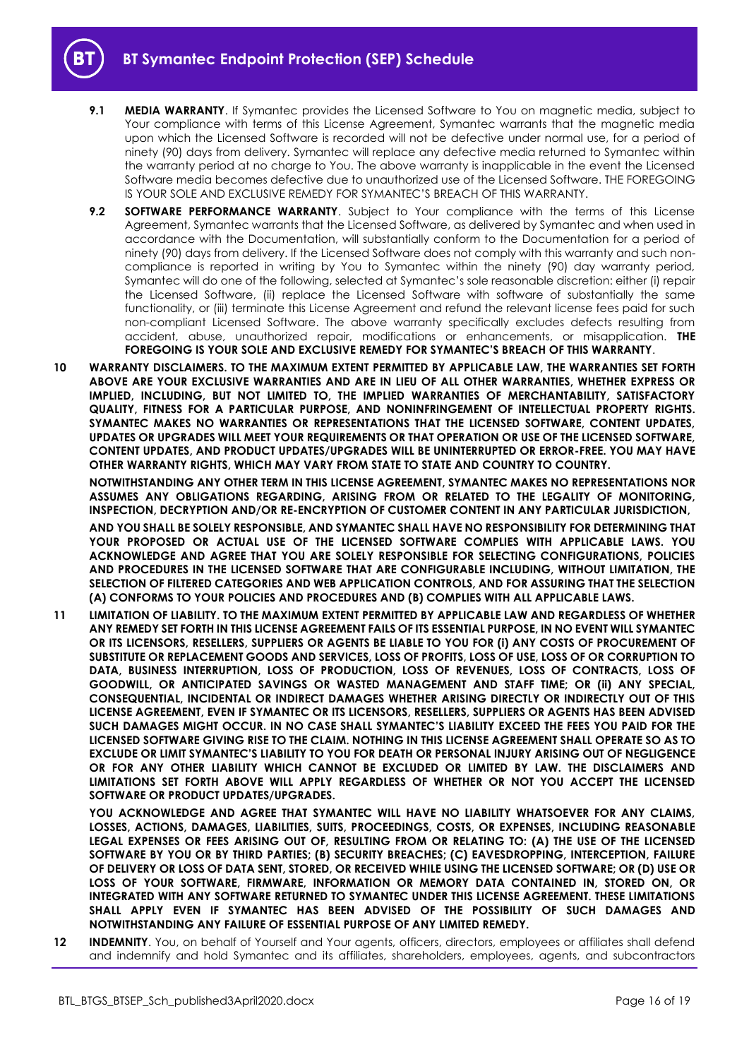**9.1** **MEDIA WARRANTY**. If Symantec provides the Licensed Software to You on magnetic media, subject to Your compliance with terms of this License Agreement, Symantec warrants that the magnetic media upon which the Licensed Software is recorded will not be defective under normal use, for a period of ninety (90) days from delivery. Symantec will replace any defective media returned to Symantec within the warranty period at no charge to You. The above warranty is inapplicable in the event the Licensed Software media becomes defective due to unauthorized use of the Licensed Software. THE FOREGOING IS YOUR SOLE AND EXCLUSIVE REMEDY FOR SYMANTEC'S BREACH OF THIS WARRANTY.

**9.2** **SOFTWARE PERFORMANCE WARRANTY**. Subject to Your compliance with the terms of this License Agreement, Symantec warrants that the Licensed Software, as delivered by Symantec and when used in accordance with the Documentation, will substantially conform to the Documentation for a period of ninety (90) days from delivery. If the Licensed Software does not comply with this warranty and such non-compliance is reported in writing by You to Symantec within the ninety (90) day warranty period, Symantec will do one of the following, selected at Symantec's sole reasonable discretion: either (i) repair the Licensed Software, (ii) replace the Licensed Software with software of substantially the same functionality, or (iii) terminate this License Agreement and refund the relevant license fees paid for such non-compliant Licensed Software. The above warranty specifically excludes defects resulting from accident, abuse, unauthorized repair, modifications or enhancements, or misapplication. **THE FOREGOING IS YOUR SOLE AND EXCLUSIVE REMEDY FOR SYMANTEC'S BREACH OF THIS WARRANTY**.

**10** **WARRANTY DISCLAIMERS. TO THE MAXIMUM EXTENT PERMITTED BY APPLICABLE LAW, THE WARRANTIES SET FORTH ABOVE ARE YOUR EXCLUSIVE WARRANTIES AND ARE IN LIEU OF ALL OTHER WARRANTIES, WHETHER EXPRESS OR IMPLIED, INCLUDING, BUT NOT LIMITED TO, THE IMPLIED WARRANTIES OF MERCHANTABILITY, SATISFACTORY QUALITY, FITNESS FOR A PARTICULAR PURPOSE, AND NONINFRINGEMENT OF INTELLECTUAL PROPERTY RIGHTS. SYMANTEC MAKES NO WARRANTIES OR REPRESENTATIONS THAT THE LICENSED SOFTWARE, CONTENT UPDATES, UPDATES OR UPGRADES WILL MEET YOUR REQUIREMENTS OR THAT OPERATION OR USE OF THE LICENSED SOFTWARE, CONTENT UPDATES, AND PRODUCT UPDATES/UPGRADES WILL BE UNINTERRUPTED OR ERROR-FREE. YOU MAY HAVE OTHER WARRANTY RIGHTS, WHICH MAY VARY FROM STATE TO STATE AND COUNTRY TO COUNTRY.**

**NOTWITHSTANDING ANY OTHER TERM IN THIS LICENSE AGREEMENT, SYMANTEC MAKES NO REPRESENTATIONS NOR ASSUMES ANY OBLIGATIONS REGARDING, ARISING FROM OR RELATED TO THE LEGALITY OF MONITORING, INSPECTION, DECRYPTION AND/OR RE-ENCRYPTION OF CUSTOMER CONTENT IN ANY PARTICULAR JURISDICTION,**

**AND YOU SHALL BE SOLELY RESPONSIBLE, AND SYMANTEC SHALL HAVE NO RESPONSIBILITY FOR DETERMINING THAT YOUR PROPOSED OR ACTUAL USE OF THE LICENSED SOFTWARE COMPLIES WITH APPLICABLE LAWS. YOU ACKNOWLEDGE AND AGREE THAT YOU ARE SOLELY RESPONSIBLE FOR SELECTING CONFIGURATIONS, POLICIES AND PROCEDURES IN THE LICENSED SOFTWARE THAT ARE CONFIGURABLE INCLUDING, WITHOUT LIMITATION, THE SELECTION OF FILTERED CATEGORIES AND WEB APPLICATION CONTROLS, AND FOR ASSURING THAT THE SELECTION (A) CONFORMS TO YOUR POLICIES AND PROCEDURES AND (B) COMPLIES WITH ALL APPLICABLE LAWS.**

**11** **LIMITATION OF LIABILITY. TO THE MAXIMUM EXTENT PERMITTED BY APPLICABLE LAW AND REGARDLESS OF WHETHER ANY REMEDY SET FORTH IN THIS LICENSE AGREEMENT FAILS OF ITS ESSENTIAL PURPOSE, IN NO EVENT WILL SYMANTEC OR ITS LICENSORS, RESELLERS, SUPPLIERS OR AGENTS BE LIABLE TO YOU FOR (i) ANY COSTS OF PROCUREMENT OF SUBSTITUTE OR REPLACEMENT GOODS AND SERVICES, LOSS OF PROFITS, LOSS OF USE, LOSS OF OR CORRUPTION TO DATA, BUSINESS INTERRUPTION, LOSS OF PRODUCTION, LOSS OF REVENUES, LOSS OF CONTRACTS, LOSS OF GOODWILL, OR ANTICIPATED SAVINGS OR WASTED MANAGEMENT AND STAFF TIME; OR (ii) ANY SPECIAL, CONSEQUENTIAL, INCIDENTAL OR INDIRECT DAMAGES WHETHER ARISING DIRECTLY OR INDIRECTLY OUT OF THIS LICENSE AGREEMENT, EVEN IF SYMANTEC OR ITS LICENSORS, RESELLERS, SUPPLIERS OR AGENTS HAS BEEN ADVISED SUCH DAMAGES MIGHT OCCUR. IN NO CASE SHALL SYMANTEC'S LIABILITY EXCEED THE FEES YOU PAID FOR THE LICENSED SOFTWARE GIVING RISE TO THE CLAIM. NOTHING IN THIS LICENSE AGREEMENT SHALL OPERATE SO AS TO EXCLUDE OR LIMIT SYMANTEC'S LIABILITY TO YOU FOR DEATH OR PERSONAL INJURY ARISING OUT OF NEGLIGENCE OR FOR ANY OTHER LIABILITY WHICH CANNOT BE EXCLUDED OR LIMITED BY LAW. THE DISCLAIMERS AND LIMITATIONS SET FORTH ABOVE WILL APPLY REGARDLESS OF WHETHER OR NOT YOU ACCEPT THE LICENSED SOFTWARE OR PRODUCT UPDATES/UPGRADES.**

**YOU ACKNOWLEDGE AND AGREE THAT SYMANTEC WILL HAVE NO LIABILITY WHATSOEVER FOR ANY CLAIMS, LOSSES, ACTIONS, DAMAGES, LIABILITIES, SUITS, PROCEEDINGS, COSTS, OR EXPENSES, INCLUDING REASONABLE LEGAL EXPENSES OR FEES ARISING OUT OF, RESULTING FROM OR RELATING TO: (A) THE USE OF THE LICENSED SOFTWARE BY YOU OR BY THIRD PARTIES; (B) SECURITY BREACHES; (C) EAVESDROPPING, INTERCEPTION, FAILURE OF DELIVERY OR LOSS OF DATA SENT, STORED, OR RECEIVED WHILE USING THE LICENSED SOFTWARE; OR (D) USE OR LOSS OF YOUR SOFTWARE, FIRMWARE, INFORMATION OR MEMORY DATA CONTAINED IN, STORED ON, OR INTEGRATED WITH ANY SOFTWARE RETURNED TO SYMANTEC UNDER THIS LICENSE AGREEMENT. THESE LIMITATIONS SHALL APPLY EVEN IF SYMANTEC HAS BEEN ADVISED OF THE POSSIBILITY OF SUCH DAMAGES AND NOTWITHSTANDING ANY FAILURE OF ESSENTIAL PURPOSE OF ANY LIMITED REMEDY.**

**12** **INDEMNITY**. You, on behalf of Yourself and Your agents, officers, directors, employees or affiliates shall defend and indemnify and hold Symantec and its affiliates, shareholders, employees, agents, and subcontractors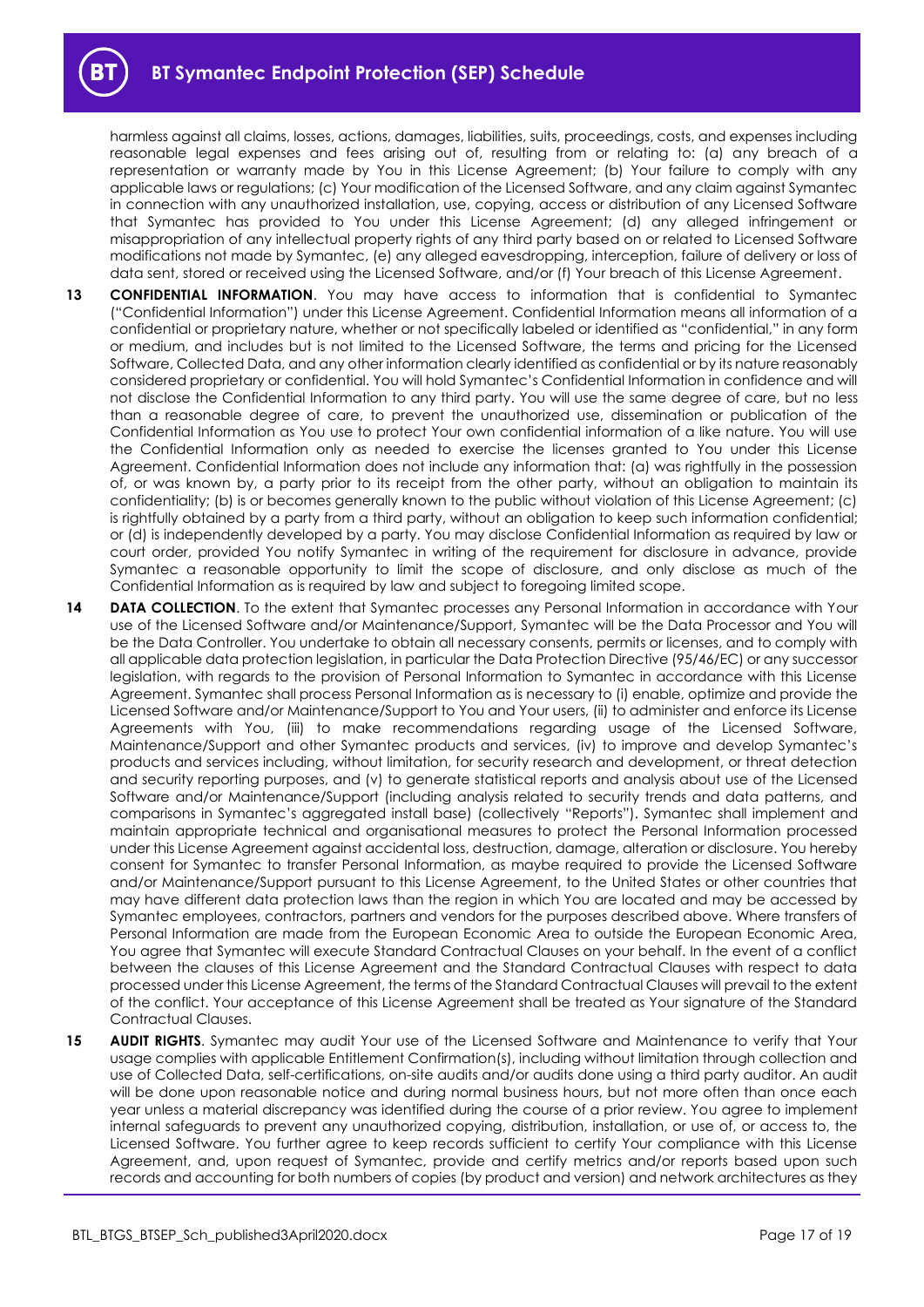harmless against all claims, losses, actions, damages, liabilities, suits, proceedings, costs, and expenses including reasonable legal expenses and fees arising out of, resulting from or relating to: (a) any breach of a representation or warranty made by You in this License Agreement; (b) Your failure to comply with any applicable laws or regulations; (c) Your modification of the Licensed Software, and any claim against Symantec in connection with any unauthorized installation, use, copying, access or distribution of any Licensed Software that Symantec has provided to You under this License Agreement; (d) any alleged infringement or misappropriation of any intellectual property rights of any third party based on or related to Licensed Software modifications not made by Symantec, (e) any alleged eavesdropping, interception, failure of delivery or loss of data sent, stored or received using the Licensed Software, and/or (f) Your breach of this License Agreement.

**13 CONFIDENTIAL INFORMATION**. You may have access to information that is confidential to Symantec ("Confidential Information") under this License Agreement. Confidential Information means all information of a confidential or proprietary nature, whether or not specifically labeled or identified as "confidential," in any form or medium, and includes but is not limited to the Licensed Software, the terms and pricing for the Licensed Software, Collected Data, and any other information clearly identified as confidential or by its nature reasonably considered proprietary or confidential. You will hold Symantec's Confidential Information in confidence and will not disclose the Confidential Information to any third party. You will use the same degree of care, but no less than a reasonable degree of care, to prevent the unauthorized use, dissemination or publication of the Confidential Information as You use to protect Your own confidential information of a like nature. You will use the Confidential Information only as needed to exercise the licenses granted to You under this License Agreement. Confidential Information does not include any information that: (a) was rightfully in the possession of, or was known by, a party prior to its receipt from the other party, without an obligation to maintain its confidentiality; (b) is or becomes generally known to the public without violation of this License Agreement; (c) is rightfully obtained by a party from a third party, without an obligation to keep such information confidential; or (d) is independently developed by a party. You may disclose Confidential Information as required by law or court order, provided You notify Symantec in writing of the requirement for disclosure in advance, provide Symantec a reasonable opportunity to limit the scope of disclosure, and only disclose as much of the Confidential Information as is required by law and subject to foregoing limited scope.

**14 DATA COLLECTION**. To the extent that Symantec processes any Personal Information in accordance with Your use of the Licensed Software and/or Maintenance/Support, Symantec will be the Data Processor and You will be the Data Controller. You undertake to obtain all necessary consents, permits or licenses, and to comply with all applicable data protection legislation, in particular the Data Protection Directive (95/46/EC) or any successor legislation, with regards to the provision of Personal Information to Symantec in accordance with this License Agreement. Symantec shall process Personal Information as is necessary to (i) enable, optimize and provide the Licensed Software and/or Maintenance/Support to You and Your users, (ii) to administer and enforce its License Agreements with You, (iii) to make recommendations regarding usage of the Licensed Software, Maintenance/Support and other Symantec products and services, (iv) to improve and develop Symantec's products and services including, without limitation, for security research and development, or threat detection and security reporting purposes, and (v) to generate statistical reports and analysis about use of the Licensed Software and/or Maintenance/Support (including analysis related to security trends and data patterns, and comparisons in Symantec's aggregated install base) (collectively "Reports"). Symantec shall implement and maintain appropriate technical and organisational measures to protect the Personal Information processed under this License Agreement against accidental loss, destruction, damage, alteration or disclosure. You hereby consent for Symantec to transfer Personal Information, as maybe required to provide the Licensed Software and/or Maintenance/Support pursuant to this License Agreement, to the United States or other countries that may have different data protection laws than the region in which You are located and may be accessed by Symantec employees, contractors, partners and vendors for the purposes described above. Where transfers of Personal Information are made from the European Economic Area to outside the European Economic Area, You agree that Symantec will execute Standard Contractual Clauses on your behalf. In the event of a conflict between the clauses of this License Agreement and the Standard Contractual Clauses with respect to data processed under this License Agreement, the terms of the Standard Contractual Clauses will prevail to the extent of the conflict. Your acceptance of this License Agreement shall be treated as Your signature of the Standard Contractual Clauses.

**15 AUDIT RIGHTS**. Symantec may audit Your use of the Licensed Software and Maintenance to verify that Your usage complies with applicable Entitlement Confirmation(s), including without limitation through collection and use of Collected Data, self-certifications, on-site audits and/or audits done using a third party auditor. An audit will be done upon reasonable notice and during normal business hours, but not more often than once each year unless a material discrepancy was identified during the course of a prior review. You agree to implement internal safeguards to prevent any unauthorized copying, distribution, installation, or use of, or access to, the Licensed Software. You further agree to keep records sufficient to certify Your compliance with this License Agreement, and, upon request of Symantec, provide and certify metrics and/or reports based upon such records and accounting for both numbers of copies (by product and version) and network architectures as they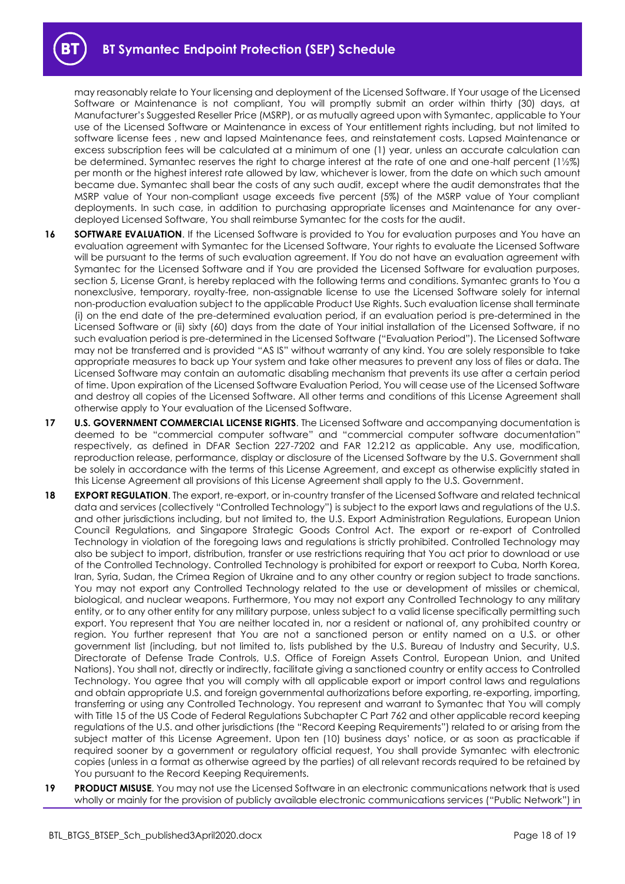may reasonably relate to Your licensing and deployment of the Licensed Software. If Your usage of the Licensed Software or Maintenance is not compliant, You will promptly submit an order within thirty (30) days, at Manufacturer's Suggested Reseller Price (MSRP), or as mutually agreed upon with Symantec, applicable to Your use of the Licensed Software or Maintenance in excess of Your entitlement rights including, but not limited to software license fees , new and lapsed Maintenance fees, and reinstatement costs. Lapsed Maintenance or excess subscription fees will be calculated at a minimum of one (1) year, unless an accurate calculation can be determined. Symantec reserves the right to charge interest at the rate of one and one-half percent (1½%) per month or the highest interest rate allowed by law, whichever is lower, from the date on which such amount became due. Symantec shall bear the costs of any such audit, except where the audit demonstrates that the MSRP value of Your non-compliant usage exceeds five percent (5%) of the MSRP value of Your compliant deployments. In such case, in addition to purchasing appropriate licenses and Maintenance for any over-deployed Licensed Software, You shall reimburse Symantec for the costs for the audit.

**16** **SOFTWARE EVALUATION**. If the Licensed Software is provided to You for evaluation purposes and You have an evaluation agreement with Symantec for the Licensed Software, Your rights to evaluate the Licensed Software will be pursuant to the terms of such evaluation agreement. If You do not have an evaluation agreement with Symantec for the Licensed Software and if You are provided the Licensed Software for evaluation purposes, section 5, License Grant, is hereby replaced with the following terms and conditions. Symantec grants to You a nonexclusive, temporary, royalty-free, non-assignable license to use the Licensed Software solely for internal non-production evaluation subject to the applicable Product Use Rights. Such evaluation license shall terminate (i) on the end date of the pre-determined evaluation period, if an evaluation period is pre-determined in the Licensed Software or (ii) sixty (60) days from the date of Your initial installation of the Licensed Software, if no such evaluation period is pre-determined in the Licensed Software ("Evaluation Period"). The Licensed Software may not be transferred and is provided "AS IS" without warranty of any kind. You are solely responsible to take appropriate measures to back up Your system and take other measures to prevent any loss of files or data. The Licensed Software may contain an automatic disabling mechanism that prevents its use after a certain period of time. Upon expiration of the Licensed Software Evaluation Period, You will cease use of the Licensed Software and destroy all copies of the Licensed Software. All other terms and conditions of this License Agreement shall otherwise apply to Your evaluation of the Licensed Software.

**17** **U.S. GOVERNMENT COMMERCIAL LICENSE RIGHTS**. The Licensed Software and accompanying documentation is deemed to be "commercial computer software" and "commercial computer software documentation" respectively, as defined in DFAR Section 227-7202 and FAR 12.212 as applicable. Any use, modification, reproduction release, performance, display or disclosure of the Licensed Software by the U.S. Government shall be solely in accordance with the terms of this License Agreement, and except as otherwise explicitly stated in this License Agreement all provisions of this License Agreement shall apply to the U.S. Government.

**18** **EXPORT REGULATION**. The export, re-export, or in-country transfer of the Licensed Software and related technical data and services (collectively "Controlled Technology") is subject to the export laws and regulations of the U.S. and other jurisdictions including, but not limited to, the U.S. Export Administration Regulations, European Union Council Regulations, and Singapore Strategic Goods Control Act. The export or re-export of Controlled Technology in violation of the foregoing laws and regulations is strictly prohibited. Controlled Technology may also be subject to import, distribution, transfer or use restrictions requiring that You act prior to download or use of the Controlled Technology. Controlled Technology is prohibited for export or reexport to Cuba, North Korea, Iran, Syria, Sudan, the Crimea Region of Ukraine and to any other country or region subject to trade sanctions. You may not export any Controlled Technology related to the use or development of missiles or chemical, biological, and nuclear weapons. Furthermore, You may not export any Controlled Technology to any military entity, or to any other entity for any military purpose, unless subject to a valid license specifically permitting such export. You represent that You are neither located in, nor a resident or national of, any prohibited country or region. You further represent that You are not a sanctioned person or entity named on a U.S. or other government list (including, but not limited to, lists published by the U.S. Bureau of Industry and Security, U.S. Directorate of Defense Trade Controls, U.S. Office of Foreign Assets Control, European Union, and United Nations). You shall not, directly or indirectly, facilitate giving a sanctioned country or entity access to Controlled Technology. You agree that you will comply with all applicable export or import control laws and regulations and obtain appropriate U.S. and foreign governmental authorizations before exporting, re-exporting, importing, transferring or using any Controlled Technology. You represent and warrant to Symantec that You will comply with Title 15 of the US Code of Federal Regulations Subchapter C Part 762 and other applicable record keeping regulations of the U.S. and other jurisdictions (the "Record Keeping Requirements") related to or arising from the subject matter of this License Agreement. Upon ten (10) business days' notice, or as soon as practicable if required sooner by a government or regulatory official request, You shall provide Symantec with electronic copies (unless in a format as otherwise agreed by the parties) of all relevant records required to be retained by You pursuant to the Record Keeping Requirements.

**19** **PRODUCT MISUSE**. You may not use the Licensed Software in an electronic communications network that is used wholly or mainly for the provision of publicly available electronic communications services ("Public Network") in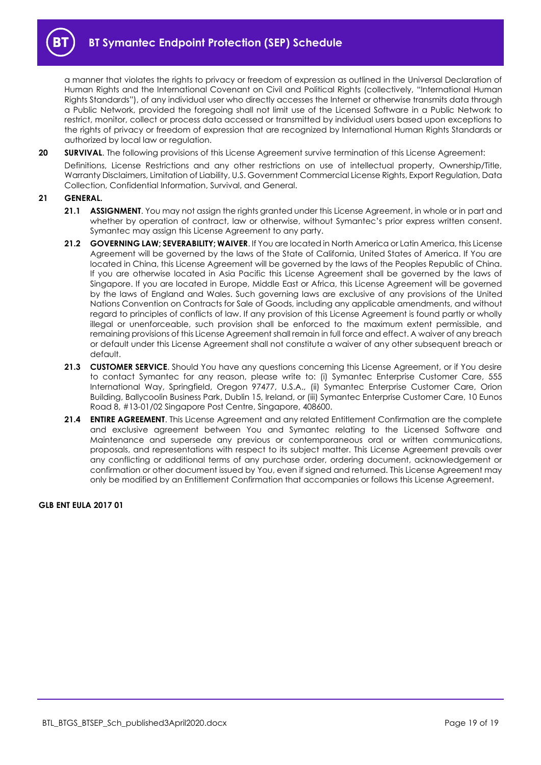a manner that violates the rights to privacy or freedom of expression as outlined in the Universal Declaration of Human Rights and the International Covenant on Civil and Political Rights (collectively, "International Human Rights Standards"), of any individual user who directly accesses the Internet or otherwise transmits data through a Public Network, provided the foregoing shall not limit use of the Licensed Software in a Public Network to restrict, monitor, collect or process data accessed or transmitted by individual users based upon exceptions to the rights of privacy or freedom of expression that are recognized by International Human Rights Standards or authorized by local law or regulation.

**20 SURVIVAL**. The following provisions of this License Agreement survive termination of this License Agreement:

Definitions, License Restrictions and any other restrictions on use of intellectual property, Ownership/Title, Warranty Disclaimers, Limitation of Liability, U.S. Government Commercial License Rights, Export Regulation, Data Collection, Confidential Information, Survival, and General.

**21 GENERAL.**

**21.1 ASSIGNMENT**. You may not assign the rights granted under this License Agreement, in whole or in part and whether by operation of contract, law or otherwise, without Symantec's prior express written consent. Symantec may assign this License Agreement to any party.

**21.2 GOVERNING LAW; SEVERABILITY; WAIVER**. If You are located in North America or Latin America, this License Agreement will be governed by the laws of the State of California, United States of America. If You are located in China, this License Agreement will be governed by the laws of the Peoples Republic of China. If you are otherwise located in Asia Pacific this License Agreement shall be governed by the laws of Singapore. If you are located in Europe, Middle East or Africa, this License Agreement will be governed by the laws of England and Wales. Such governing laws are exclusive of any provisions of the United Nations Convention on Contracts for Sale of Goods, including any applicable amendments, and without regard to principles of conflicts of law. If any provision of this License Agreement is found partly or wholly illegal or unenforceable, such provision shall be enforced to the maximum extent permissible, and remaining provisions of this License Agreement shall remain in full force and effect. A waiver of any breach or default under this License Agreement shall not constitute a waiver of any other subsequent breach or default.

**21.3 CUSTOMER SERVICE**. Should You have any questions concerning this License Agreement, or if You desire to contact Symantec for any reason, please write to: (i) Symantec Enterprise Customer Care, 555 International Way, Springfield, Oregon 97477, U.S.A., (ii) Symantec Enterprise Customer Care, Orion Building, Ballycoolin Business Park, Dublin 15, Ireland, or (iii) Symantec Enterprise Customer Care, 10 Eunos Road 8, #13-01/02 Singapore Post Centre, Singapore, 408600.

**21.4 ENTIRE AGREEMENT**. This License Agreement and any related Entitlement Confirmation are the complete and exclusive agreement between You and Symantec relating to the Licensed Software and Maintenance and supersede any previous or contemporaneous oral or written communications, proposals, and representations with respect to its subject matter. This License Agreement prevails over any conflicting or additional terms of any purchase order, ordering document, acknowledgement or confirmation or other document issued by You, even if signed and returned. This License Agreement may only be modified by an Entitlement Confirmation that accompanies or follows this License Agreement.

**GLB ENT EULA 2017 01**